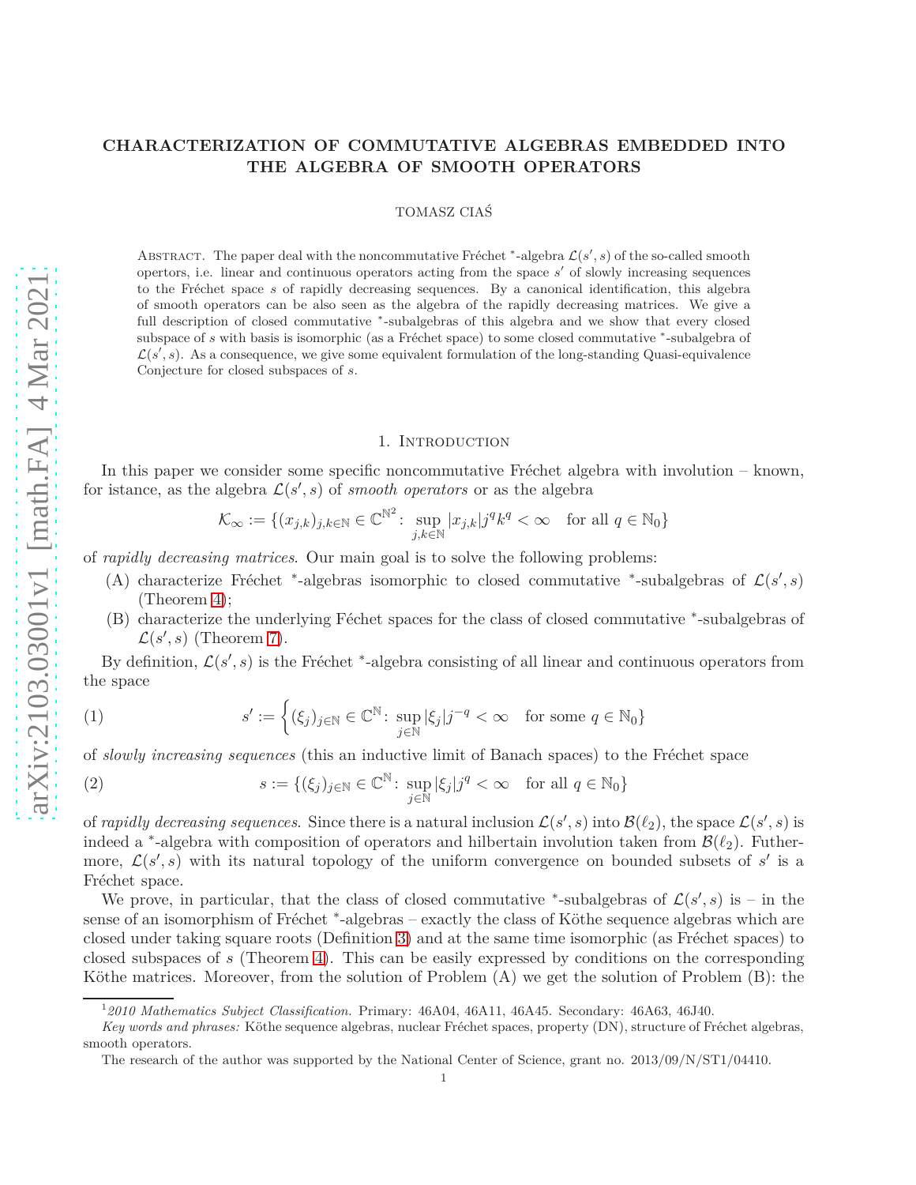# CHARACTERIZATION OF COMMUTATIVE ALGEBRAS EMBEDDED INTO THE ALGEBRA OF SMOOTH OPERATORS

TOMASZ CIAŚ

ABSTRACT. The paper deal with the noncommutative Fréchet $^*$-algebra $\mathcal{L}(s', s)$ of the so-called smooth opertors, i.e. linear and continuous operators acting from the space $s'$ of slowly increasing sequences to the Fréchet space $s$ of rapidly decreasing sequences. By a canonical identification, this algebra of smooth operators can be also seen as the algebra of the rapidly decreasing matrices. We give a full description of closed commutative $^*$-subalgebras of this algebra and we show that every closed subspace of $s$ with basis is isomorphic (as a Fréchet space) to some closed commutative $^*$-subalgebra of $\mathcal{L}(s', s)$. As a consequence, we give some equivalent formulation of the long-standing Quasi-equivalence Conjecture for closed subspaces of $s$.

## 1. Introduction

In this paper we consider some specific noncommutative Fréchet algebra with involution – known, for istance, as the algebra $\mathcal{L}(s', s)$ of *smooth operators* or as the algebra

$$\mathcal{K}_\infty := \{(x_{j,k})_{j,k\in\mathbb{N}} \in \mathbb{C}^{\mathbb{N}^2} \colon \sup_{j,k\in\mathbb{N}} |x_{j,k}| j^q k^q < \infty \quad \text{for all } q \in \mathbb{N}_0\}$$

of *rapidly decreasing matrices*. Our main goal is to solve the following problems:

(A) characterize Fréchet $^*$-algebras isomorphic to closed commutative $^*$-subalgebras of $\mathcal{L}(s', s)$ (Theorem 4);

(B) characterize the underlying Féchet spaces for the class of closed commutative $^*$-subalgebras of $\mathcal{L}(s', s)$ (Theorem 7).

By definition, $\mathcal{L}(s', s)$ is the Fréchet $^*$-algebra consisting of all linear and continuous operators from the space

$$s' := \left\{(\xi_j)_{j\in\mathbb{N}} \in \mathbb{C}^{\mathbb{N}} \colon \sup_{j\in\mathbb{N}} |\xi_j| j^{-q} < \infty \quad \text{for some } q \in \mathbb{N}_0\right\} \tag{1}$$

of *slowly increasing sequences* (this an inductive limit of Banach spaces) to the Fréchet space

$$s := \{(\xi_j)_{j\in\mathbb{N}} \in \mathbb{C}^{\mathbb{N}} \colon \sup_{j\in\mathbb{N}} |\xi_j| j^q < \infty \quad \text{for all } q \in \mathbb{N}_0\} \tag{2}$$

of *rapidly decreasing sequences*. Since there is a natural inclusion $\mathcal{L}(s', s)$ into $\mathcal{B}(\ell_2)$, the space $\mathcal{L}(s', s)$ is indeed a $^*$-algebra with composition of operators and hilbertain involution taken from $\mathcal{B}(\ell_2)$. Futhermore, $\mathcal{L}(s', s)$ with its natural topology of the uniform convergence on bounded subsets of $s'$ is a Fréchet space.

We prove, in particular, that the class of closed commutative $^*$-subalgebras of $\mathcal{L}(s', s)$ is – in the sense of an isomorphism of Fréchet $^*$-algebras – exactly the class of Köthe sequence algebras which are closed under taking square roots (Definition 3) and at the same time isomorphic (as Fréchet spaces) to closed subspaces of $s$ (Theorem 4). This can be easily expressed by conditions on the corresponding Köthe matrices. Moreover, from the solution of Problem (A) we get the solution of Problem (B): the

---

[1] *2010 Mathematics Subject Classification.* Primary: 46A04, 46A11, 46A45. Secondary: 46A63, 46J40.

*Key words and phrases:* Köthe sequence algebras, nuclear Fréchet spaces, property (DN), structure of Fréchet algebras, smooth operators.

The research of the author was supported by the National Center of Science, grant no. 2013/09/N/ST1/04410.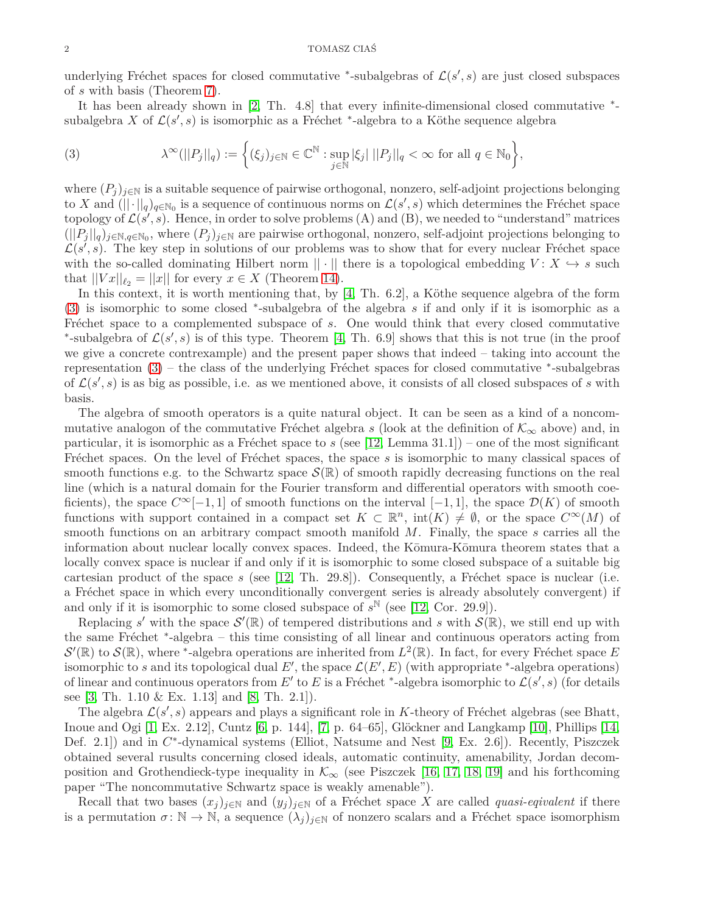underlying Fréchet spaces for closed commutative $^*$-subalgebras of $\mathcal{L}(s', s)$ are just closed subspaces of $s$ with basis (Theorem 7).

It has been already shown in [2, Th. 4.8] that every infinite-dimensional closed commutative $^*$-subalgebra $X$ of $\mathcal{L}(s', s)$ is isomorphic as a Fréchet $^*$-algebra to a Köthe sequence algebra

$$\lambda^\infty(||P_j||_q) := \Big\{(\xi_j)_{j\in\mathbb{N}} \in \mathbb{C}^\mathbb{N} : \sup_{j\in\mathbb{N}} |\xi_j|\, ||P_j||_q < \infty \text{ for all } q \in \mathbb{N}_0\Big\}, \tag{3}$$

where $(P_j)_{j\in\mathbb{N}}$ is a suitable sequence of pairwise orthogonal, nonzero, self-adjoint projections belonging to $X$ and $(||\cdot||_q)_{q\in\mathbb{N}_0}$ is a sequence of continuous norms on $\mathcal{L}(s', s)$ which determines the Fréchet space topology of $\mathcal{L}(s', s)$. Hence, in order to solve problems (A) and (B), we needed to "understand" matrices $(||P_j||_q)_{j\in\mathbb{N}, q\in\mathbb{N}_0}$, where $(P_j)_{j\in\mathbb{N}}$ are pairwise orthogonal, nonzero, self-adjoint projections belonging to $\mathcal{L}(s', s)$. The key step in solutions of our problems was to show that for every nuclear Fréchet space with the so-called dominating Hilbert norm $||\cdot||$ there is a topological embedding $V: X \hookrightarrow s$ such that $||Vx||_{\ell_2} = ||x||$ for every $x \in X$ (Theorem 14).

In this context, it is worth mentioning that, by [4, Th. 6.2], a Köthe sequence algebra of the form (3) is isomorphic to some closed $^*$-subalgebra of the algebra $s$ if and only if it is isomorphic as a Fréchet space to a complemented subspace of $s$. One would think that every closed commutative $^*$-subalgebra of $\mathcal{L}(s', s)$ is of this type. Theorem [4, Th. 6.9] shows that this is not true (in the proof we give a concrete contrexample) and the present paper shows that indeed – taking into account the representation (3) – the class of the underlying Fréchet spaces for closed commutative $^*$-subalgebras of $\mathcal{L}(s', s)$ is as big as possible, i.e. as we mentioned above, it consists of all closed subspaces of $s$ with basis.

The algebra of smooth operators is a quite natural object. It can be seen as a kind of a noncommutative analogon of the commutative Fréchet algebra $s$ (look at the definition of $\mathcal{K}_\infty$ above) and, in particular, it is isomorphic as a Fréchet space to $s$ (see [12, Lemma 31.1]) – one of the most significant Fréchet spaces. On the level of Fréchet spaces, the space $s$ is isomorphic to many classical spaces of smooth functions e.g. to the Schwartz space $\mathcal{S}(\mathbb{R})$ of smooth rapidly decreasing functions on the real line (which is a natural domain for the Fourier transform and differential operators with smooth coefficients), the space $C^\infty[-1, 1]$ of smooth functions on the interval $[-1, 1]$, the space $\mathcal{D}(K)$ of smooth functions with support contained in a compact set $K \subset \mathbb{R}^n$, $\operatorname{int}(K) \neq \emptyset$, or the space $C^\infty(M)$ of smooth functions on an arbitrary compact smooth manifold $M$. Finally, the space $s$ carries all the information about nuclear locally convex spaces. Indeed, the Kōmura-Kōmura theorem states that a locally convex space is nuclear if and only if it is isomorphic to some closed subspace of a suitable big cartesian product of the space $s$ (see [12, Th. 29.8]). Consequently, a Fréchet space is nuclear (i.e. a Fréchet space in which every unconditionally convergent series is already absolutely convergent) if and only if it is isomorphic to some closed subspace of $s^\mathbb{N}$ (see [12, Cor. 29.9]).

Replacing $s'$ with the space $\mathcal{S}'(\mathbb{R})$ of tempered distributions and $s$ with $\mathcal{S}(\mathbb{R})$, we still end up with the same Fréchet $^*$-algebra – this time consisting of all linear and continuous operators acting from $\mathcal{S}'(\mathbb{R})$ to $\mathcal{S}(\mathbb{R})$, where $^*$-algebra operations are inherited from $L^2(\mathbb{R})$. In fact, for every Fréchet space $E$ isomorphic to $s$ and its topological dual $E'$, the space $\mathcal{L}(E', E)$ (with appropriate $^*$-algebra operations) of linear and continuous operators from $E'$ to $E$ is a Fréchet $^*$-algebra isomorphic to $\mathcal{L}(s', s)$ (for details see [3, Th. 1.10 & Ex. 1.13] and [8, Th. 2.1]).

The algebra $\mathcal{L}(s', s)$ appears and plays a significant role in $K$-theory of Fréchet algebras (see Bhatt, Inoue and Ogi [1, Ex. 2.12], Cuntz [6, p. 144], [7, p. 64–65], Glöckner and Langkamp [10], Phillips [14, Def. 2.1]) and in $C^*$-dynamical systems (Elliot, Natsume and Nest [9, Ex. 2.6]). Recently, Piszczek obtained several rusults concerning closed ideals, automatic continuity, amenability, Jordan decomposition and Grothendieck-type inequality in $\mathcal{K}_\infty$ (see Piszczek [16, 17, 18, 19] and his forthcoming paper "The noncommutative Schwartz space is weakly amenable").

Recall that two bases $(x_j)_{j\in\mathbb{N}}$ and $(y_j)_{j\in\mathbb{N}}$ of a Fréchet space $X$ are called *quasi-eqivalent* if there is a permutation $\sigma: \mathbb{N} \to \mathbb{N}$, a sequence $(\lambda_j)_{j\in\mathbb{N}}$ of nonzero scalars and a Fréchet space isomorphism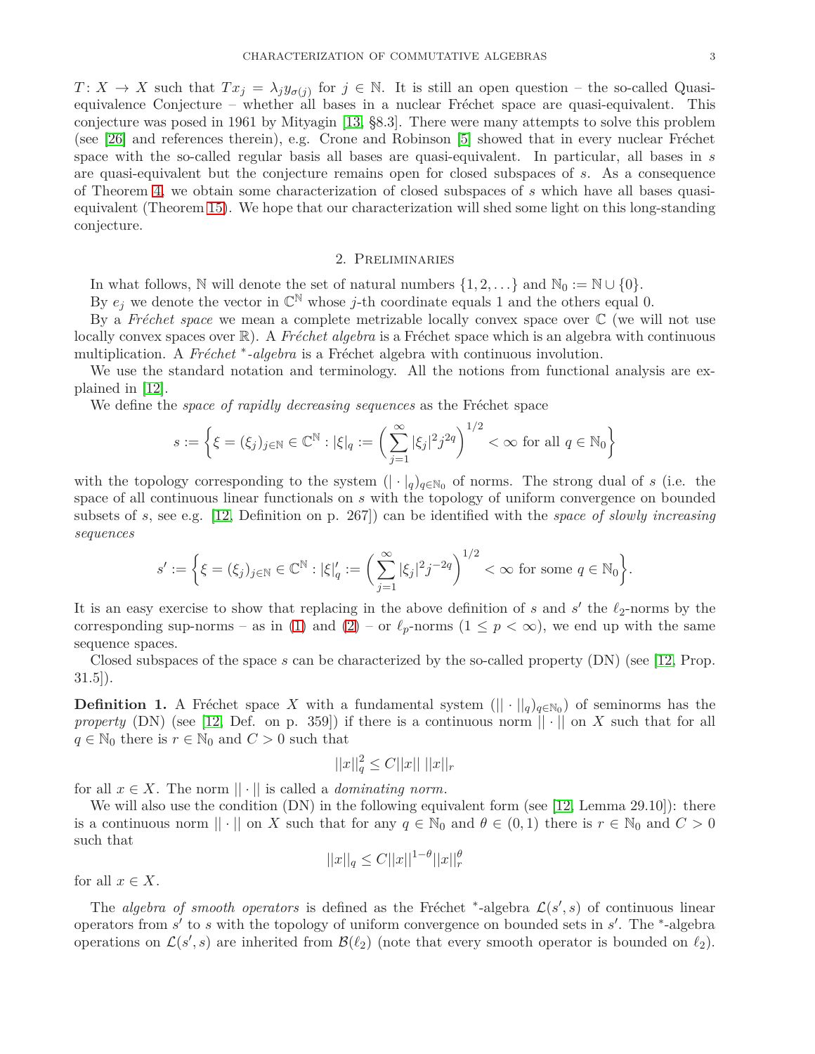$T\colon X \to X$ such that $Tx_j = \lambda_j y_{\sigma(j)}$ for $j \in \mathbb{N}$. It is still an open question – the so-called Quasi-equivalence Conjecture – whether all bases in a nuclear Fréchet space are quasi-equivalent. This conjecture was posed in 1961 by Mityagin [13, §8.3]. There were many attempts to solve this problem (see [26] and references therein), e.g. Crone and Robinson [5] showed that in every nuclear Fréchet space with the so-called regular basis all bases are quasi-equivalent. In particular, all bases in $s$ are quasi-equivalent but the conjecture remains open for closed subspaces of $s$. As a consequence of Theorem 4, we obtain some characterization of closed subspaces of $s$ which have all bases quasi-equivalent (Theorem 15). We hope that our characterization will shed some light on this long-standing conjecture.

## 2. Preliminaries

In what follows, $\mathbb{N}$ will denote the set of natural numbers $\{1, 2, \dots\}$ and $\mathbb{N}_0 := \mathbb{N} \cup \{0\}$.

By $e_j$ we denote the vector in $\mathbb{C}^{\mathbb{N}}$ whose $j$-th coordinate equals 1 and the others equal 0.

By a *Fréchet space* we mean a complete metrizable locally convex space over $\mathbb{C}$ (we will not use locally convex spaces over $\mathbb{R}$). A *Fréchet algebra* is a Fréchet space which is an algebra with continuous multiplication. A *Fréchet* $^*$*-algebra* is a Fréchet algebra with continuous involution.

We use the standard notation and terminology. All the notions from functional analysis are explained in [12].

We define the *space of rapidly decreasing sequences* as the Fréchet space

$$s := \left\{ \xi = (\xi_j)_{j\in\mathbb{N}} \in \mathbb{C}^{\mathbb{N}} : |\xi|_q := \left( \sum_{j=1}^{\infty} |\xi_j|^2 j^{2q} \right)^{1/2} < \infty \text{ for all } q \in \mathbb{N}_0 \right\}$$

with the topology corresponding to the system $(|\cdot|_q)_{q\in\mathbb{N}_0}$ of norms. The strong dual of $s$ (i.e. the space of all continuous linear functionals on $s$ with the topology of uniform convergence on bounded subsets of $s$, see e.g. [12, Definition on p. 267]) can be identified with the *space of slowly increasing sequences*

$$s' := \left\{ \xi = (\xi_j)_{j\in\mathbb{N}} \in \mathbb{C}^{\mathbb{N}} : |\xi|'_q := \left( \sum_{j=1}^{\infty} |\xi_j|^2 j^{-2q} \right)^{1/2} < \infty \text{ for some } q \in \mathbb{N}_0 \right\}.$$

It is an easy exercise to show that replacing in the above definition of $s$ and $s'$ the $\ell_2$-norms by the corresponding sup-norms – as in (1) and (2) – or $\ell_p$-norms ($1 \le p < \infty$), we end up with the same sequence spaces.

Closed subspaces of the space $s$ can be characterized by the so-called property (DN) (see [12, Prop. 31.5]).

**Definition 1.** A Fréchet space $X$ with a fundamental system $(||\cdot||_q)_{q\in\mathbb{N}_0}$ of seminorms has the *property* (DN) (see [12, Def. on p. 359]) if there is a continuous norm $||\cdot||$ on $X$ such that for all $q \in \mathbb{N}_0$ there is $r \in \mathbb{N}_0$ and $C > 0$ such that

$$||x||_q^2 \le C||x|| \, ||x||_r$$

for all $x \in X$. The norm $||\cdot||$ is called a *dominating norm*.

We will also use the condition (DN) in the following equivalent form (see [12, Lemma 29.10]): there is a continuous norm $||\cdot||$ on $X$ such that for any $q \in \mathbb{N}_0$ and $\theta \in (0,1)$ there is $r \in \mathbb{N}_0$ and $C > 0$ such that

$$||x||_q \le C||x||^{1-\theta} ||x||_r^{\theta}$$

for all $x \in X$.

The *algebra of smooth operators* is defined as the Fréchet $^*$-algebra $\mathcal{L}(s', s)$ of continuous linear operators from $s'$ to $s$ with the topology of uniform convergence on bounded sets in $s'$. The $^*$-algebra operations on $\mathcal{L}(s', s)$ are inherited from $\mathcal{B}(\ell_2)$ (note that every smooth operator is bounded on $\ell_2$).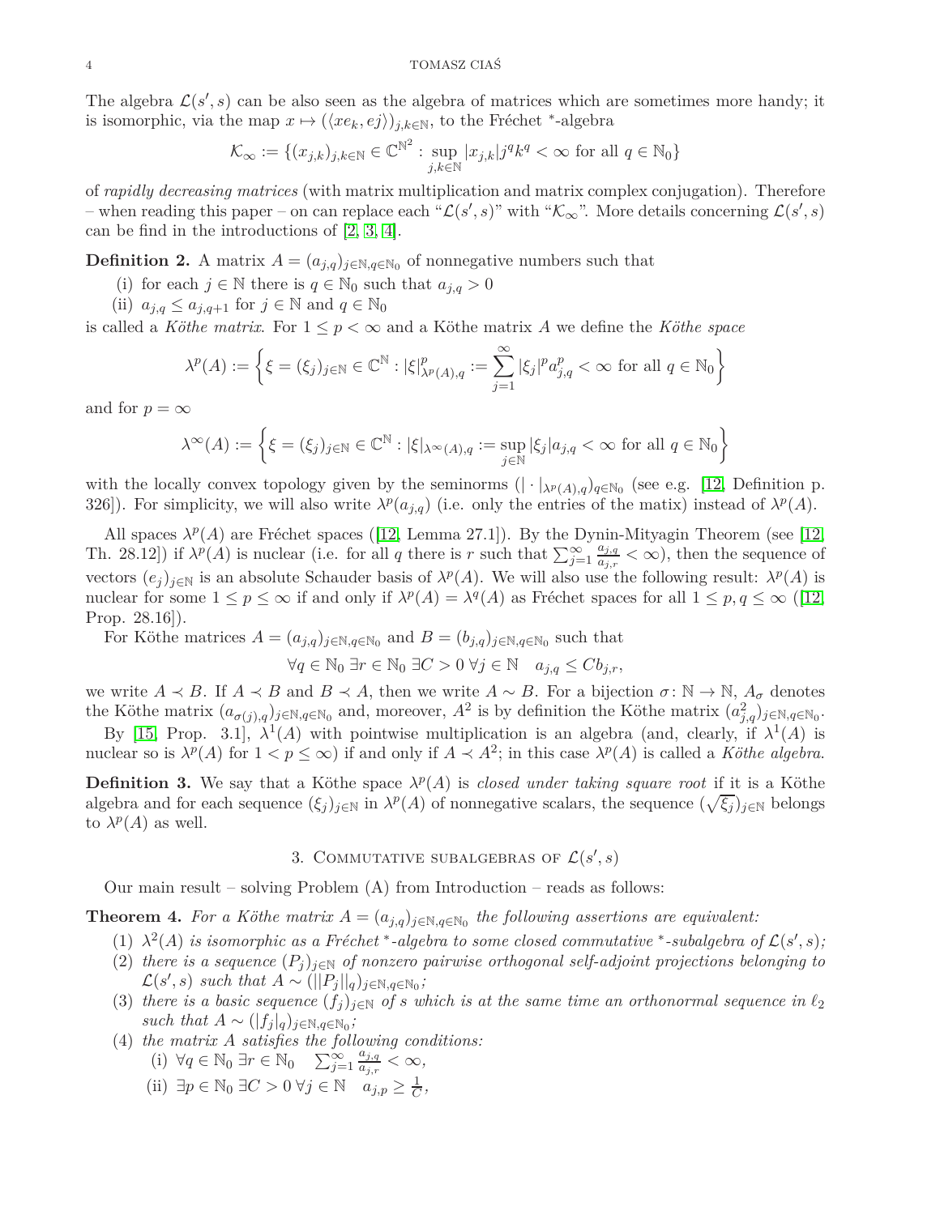The algebra $\mathcal{L}(s', s)$ can be also seen as the algebra of matrices which are sometimes more handy; it is isomorphic, via the map $x \mapsto (\langle xe_k, ej \rangle)_{j,k\in\mathbb{N}}$, to the Fréchet $^*$-algebra

$$\mathcal{K}_\infty := \{(x_{j,k})_{j,k\in\mathbb{N}} \in \mathbb{C}^{\mathbb{N}^2} : \sup_{j,k\in\mathbb{N}} |x_{j,k}| j^q k^q < \infty \text{ for all } q \in \mathbb{N}_0\}$$

of *rapidly decreasing matrices* (with matrix multiplication and matrix complex conjugation). Therefore – when reading this paper – on can replace each "$\mathcal{L}(s', s)$" with "$\mathcal{K}_\infty$". More details concerning $\mathcal{L}(s', s)$ can be find in the introductions of [2, 3, 4].

**Definition 2.** A matrix $A = (a_{j,q})_{j\in\mathbb{N},q\in\mathbb{N}_0}$ of nonnegative numbers such that

(i) for each $j \in \mathbb{N}$ there is $q \in \mathbb{N}_0$ such that $a_{j,q} > 0$

(ii) $a_{j,q} \leq a_{j,q+1}$ for $j \in \mathbb{N}$ and $q \in \mathbb{N}_0$

is called a *Köthe matrix*. For $1 \leq p < \infty$ and a Köthe matrix $A$ we define the *Köthe space*

$$\lambda^p(A) := \left\{\xi = (\xi_j)_{j\in\mathbb{N}} \in \mathbb{C}^{\mathbb{N}} : |\xi|^p_{\lambda^p(A),q} := \sum_{j=1}^{\infty} |\xi_j|^p a^p_{j,q} < \infty \text{ for all } q \in \mathbb{N}_0\right\}$$

and for $p = \infty$

$$\lambda^\infty(A) := \left\{\xi = (\xi_j)_{j\in\mathbb{N}} \in \mathbb{C}^{\mathbb{N}} : |\xi|_{\lambda^\infty(A),q} := \sup_{j\in\mathbb{N}} |\xi_j| a_{j,q} < \infty \text{ for all } q \in \mathbb{N}_0\right\}$$

with the locally convex topology given by the seminorms $(|\cdot|_{\lambda^p(A),q})_{q\in\mathbb{N}_0}$ (see e.g. [12, Definition p. 326]). For simplicity, we will also write $\lambda^p(a_{j,q})$ (i.e. only the entries of the matix) instead of $\lambda^p(A)$.

All spaces $\lambda^p(A)$ are Fréchet spaces ([12, Lemma 27.1]). By the Dynin-Mityagin Theorem (see [12, Th. 28.12]) if $\lambda^p(A)$ is nuclear (i.e. for all $q$ there is $r$ such that $\sum_{j=1}^{\infty} \frac{a_{j,q}}{a_{j,r}} < \infty$), then the sequence of vectors $(e_j)_{j\in\mathbb{N}}$ is an absolute Schauder basis of $\lambda^p(A)$. We will also use the following result: $\lambda^p(A)$ is nuclear for some $1 \leq p \leq \infty$ if and only if $\lambda^p(A) = \lambda^q(A)$ as Fréchet spaces for all $1 \leq p, q \leq \infty$ ([12, Prop. 28.16]).

For Köthe matrices $A = (a_{j,q})_{j\in\mathbb{N},q\in\mathbb{N}_0}$ and $B = (b_{j,q})_{j\in\mathbb{N},q\in\mathbb{N}_0}$ such that

$$\forall q \in \mathbb{N}_0 \ \exists r \in \mathbb{N}_0 \ \exists C > 0 \ \forall j \in \mathbb{N} \quad a_{j,q} \leq C b_{j,r},$$

we write $A \prec B$. If $A \prec B$ and $B \prec A$, then we write $A \sim B$. For a bijection $\sigma \colon \mathbb{N} \to \mathbb{N}$, $A_\sigma$ denotes the Köthe matrix $(a_{\sigma(j),q})_{j\in\mathbb{N},q\in\mathbb{N}_0}$ and, moreover, $A^2$ is by definition the Köthe matrix $(a^2_{j,q})_{j\in\mathbb{N},q\in\mathbb{N}_0}$.

By [15, Prop. 3.1], $\lambda^1(A)$ with pointwise multiplication is an algebra (and, clearly, if $\lambda^1(A)$ is nuclear so is $\lambda^p(A)$ for $1 < p \leq \infty$) if and only if $A \prec A^2$; in this case $\lambda^p(A)$ is called a *Köthe algebra*.

**Definition 3.** We say that a Köthe space $\lambda^p(A)$ is *closed under taking square root* if it is a Köthe algebra and for each sequence $(\xi_j)_{j\in\mathbb{N}}$ in $\lambda^p(A)$ of nonnegative scalars, the sequence $(\sqrt{\xi_j})_{j\in\mathbb{N}}$ belongs to $\lambda^p(A)$ as well.

## 3. Commutative subalgebras of $\mathcal{L}(s', s)$

Our main result – solving Problem (A) from Introduction – reads as follows:

**Theorem 4.** *For a Köthe matrix $A = (a_{j,q})_{j\in\mathbb{N},q\in\mathbb{N}_0}$ the following assertions are equivalent:*

(1) *$\lambda^2(A)$ is isomorphic as a Fréchet $^*$-algebra to some closed commutative $^*$-subalgebra of $\mathcal{L}(s', s)$;*

(2) *there is a sequence $(P_j)_{j\in\mathbb{N}}$ of nonzero pairwise orthogonal self-adjoint projections belonging to $\mathcal{L}(s', s)$ such that $A \sim (||P_j||_q)_{j\in\mathbb{N},q\in\mathbb{N}_0}$;*

(3) *there is a basic sequence $(f_j)_{j\in\mathbb{N}}$ of $s$ which is at the same time an orthonormal sequence in $\ell_2$ such that $A \sim (|f_j|_q)_{j\in\mathbb{N},q\in\mathbb{N}_0}$;*

(4) *the matrix $A$ satisfies the following conditions:*

(i) $\forall q \in \mathbb{N}_0 \ \exists r \in \mathbb{N}_0 \quad \sum_{j=1}^{\infty} \frac{a_{j,q}}{a_{j,r}} < \infty,$

(ii) $\exists p \in \mathbb{N}_0 \ \exists C > 0 \ \forall j \in \mathbb{N} \quad a_{j,p} \geq \frac{1}{C},$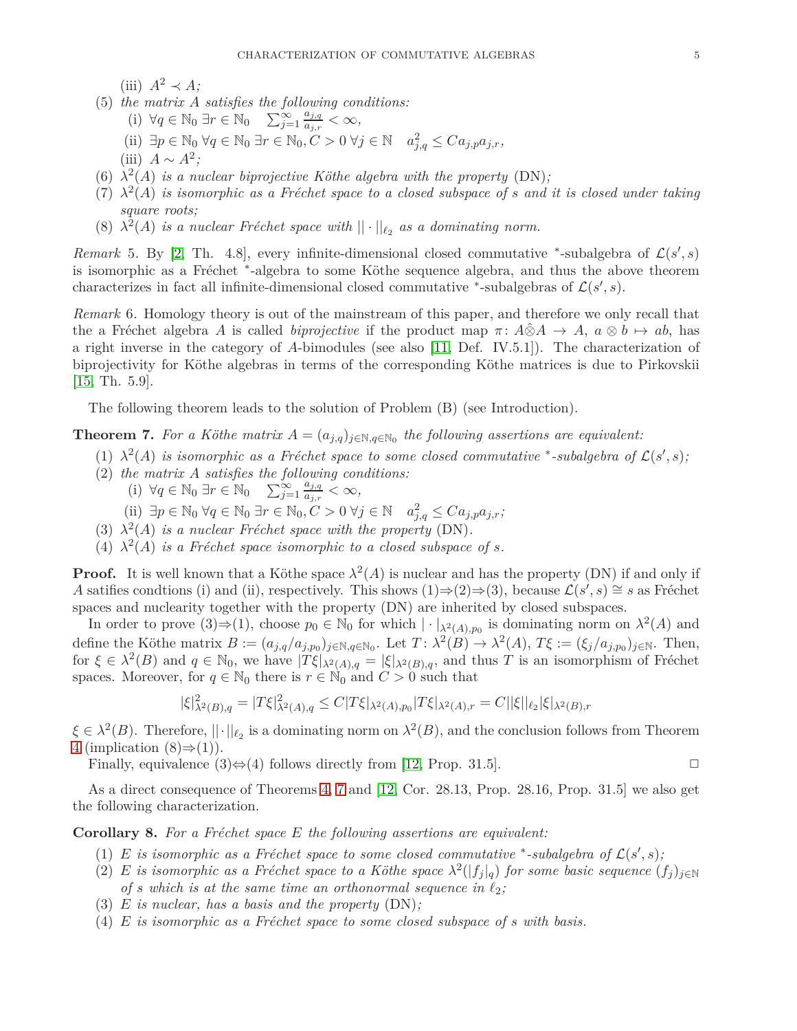(iii) $A^2 \prec A$;

(5) *the matrix $A$ satisfies the following conditions:*
   (i) $\forall q \in \mathbb{N}_0\ \exists r \in \mathbb{N}_0 \quad \sum_{j=1}^{\infty} \frac{a_{j,q}}{a_{j,r}} < \infty$,
   (ii) $\exists p \in \mathbb{N}_0\ \forall q \in \mathbb{N}_0\ \exists r \in \mathbb{N}_0, C > 0\ \forall j \in \mathbb{N} \quad a_{j,q}^2 \leq C a_{j,p} a_{j,r}$,
   (iii) $A \sim A^2$;

(6) *$\lambda^2(A)$ is a nuclear biprojective Köthe algebra with the property* (DN)*;*

(7) *$\lambda^2(A)$ is isomorphic as a Fréchet space to a closed subspace of $s$ and it is closed under taking square roots;*

(8) *$\lambda^2(A)$ is a nuclear Fréchet space with $||\cdot||_{\ell_2}$ as a dominating norm.*

*Remark* 5. By [2, Th. 4.8], every infinite-dimensional closed commutative $^*$-subalgebra of $\mathcal{L}(s', s)$ is isomorphic as a Fréchet $^*$-algebra to some Köthe sequence algebra, and thus the above theorem characterizes in fact all infinite-dimensional closed commutative $^*$-subalgebras of $\mathcal{L}(s', s)$.

*Remark* 6. Homology theory is out of the mainstream of this paper, and therefore we only recall that the a Fréchet algebra $A$ is called *biprojective* if the product map $\pi\colon A\hat{\otimes}A \to A$, $a \otimes b \mapsto ab$, has a right inverse in the category of $A$-bimodules (see also [11, Def. IV.5.1]). The characterization of biprojectivity for Köthe algebras in terms of the corresponding Köthe matrices is due to Pirkovskii [15, Th. 5.9].

The following theorem leads to the solution of Problem (B) (see Introduction).

**Theorem 7.** *For a Köthe matrix $A = (a_{j,q})_{j\in\mathbb{N}, q\in\mathbb{N}_0}$ the following assertions are equivalent:*

(1) *$\lambda^2(A)$ is isomorphic as a Fréchet space to some closed commutative $^*$-subalgebra of $\mathcal{L}(s', s)$;*

(2) *the matrix $A$ satisfies the following conditions:*
   (i) $\forall q \in \mathbb{N}_0\ \exists r \in \mathbb{N}_0 \quad \sum_{j=1}^{\infty} \frac{a_{j,q}}{a_{j,r}} < \infty$,
   (ii) $\exists p \in \mathbb{N}_0\ \forall q \in \mathbb{N}_0\ \exists r \in \mathbb{N}_0, C > 0\ \forall j \in \mathbb{N} \quad a_{j,q}^2 \leq C a_{j,p} a_{j,r}$;

(3) *$\lambda^2(A)$ is a nuclear Fréchet space with the property* (DN)*.*

(4) *$\lambda^2(A)$ is a Fréchet space isomorphic to a closed subspace of $s$.*

**Proof.** It is well known that a Köthe space $\lambda^2(A)$ is nuclear and has the property (DN) if and only if $A$ satisfies condtions (i) and (ii), respectively. This shows (1)⇒(2)⇒(3), because $\mathcal{L}(s', s) \cong s$ as Fréchet spaces and nuclearity together with the property (DN) are inherited by closed subspaces.

In order to prove (3)⇒(1), choose $p_0 \in \mathbb{N}_0$ for which $|\cdot|_{\lambda^2(A),p_0}$ is dominating norm on $\lambda^2(A)$ and define the Köthe matrix $B := (a_{j,q}/a_{j,p_0})_{j\in\mathbb{N},q\in\mathbb{N}_0}$. Let $T\colon \lambda^2(B) \to \lambda^2(A)$, $T\xi := (\xi_j/a_{j,p_0})_{j\in\mathbb{N}}$. Then, for $\xi \in \lambda^2(B)$ and $q \in \mathbb{N}_0$, we have $|T\xi|_{\lambda^2(A),q} = |\xi|_{\lambda^2(B),q}$, and thus $T$ is an isomorphism of Fréchet spaces. Moreover, for $q \in \mathbb{N}_0$ there is $r \in \mathbb{N}_0$ and $C > 0$ such that

$$|\xi|^2_{\lambda^2(B),q} = |T\xi|^2_{\lambda^2(A),q} \leq C|T\xi|_{\lambda^2(A),p_0}|T\xi|_{\lambda^2(A),r} = C||\xi||_{\ell_2}|\xi|_{\lambda^2(B),r}$$

$\xi \in \lambda^2(B)$. Therefore, $||\cdot||_{\ell_2}$ is a dominating norm on $\lambda^2(B)$, and the conclusion follows from Theorem 4 (implication (8)⇒(1)).

Finally, equivalence (3)⇔(4) follows directly from [12, Prop. 31.5]. □

As a direct consequence of Theorems 4, 7 and [12, Cor. 28.13, Prop. 28.16, Prop. 31.5] we also get the following characterization.

**Corollary 8.** *For a Fréchet space $E$ the following assertions are equivalent:*

(1) *$E$ is isomorphic as a Fréchet space to some closed commutative $^*$-subalgebra of $\mathcal{L}(s', s)$;*

(2) *$E$ is isomorphic as a Fréchet space to a Köthe space $\lambda^2(|f_j|_q)$ for some basic sequence $(f_j)_{j\in\mathbb{N}}$ of $s$ which is at the same time an orthonormal sequence in $\ell_2$;*

(3) *$E$ is nuclear, has a basis and the property* (DN)*;*

(4) *$E$ is isomorphic as a Fréchet space to some closed subspace of $s$ with basis.*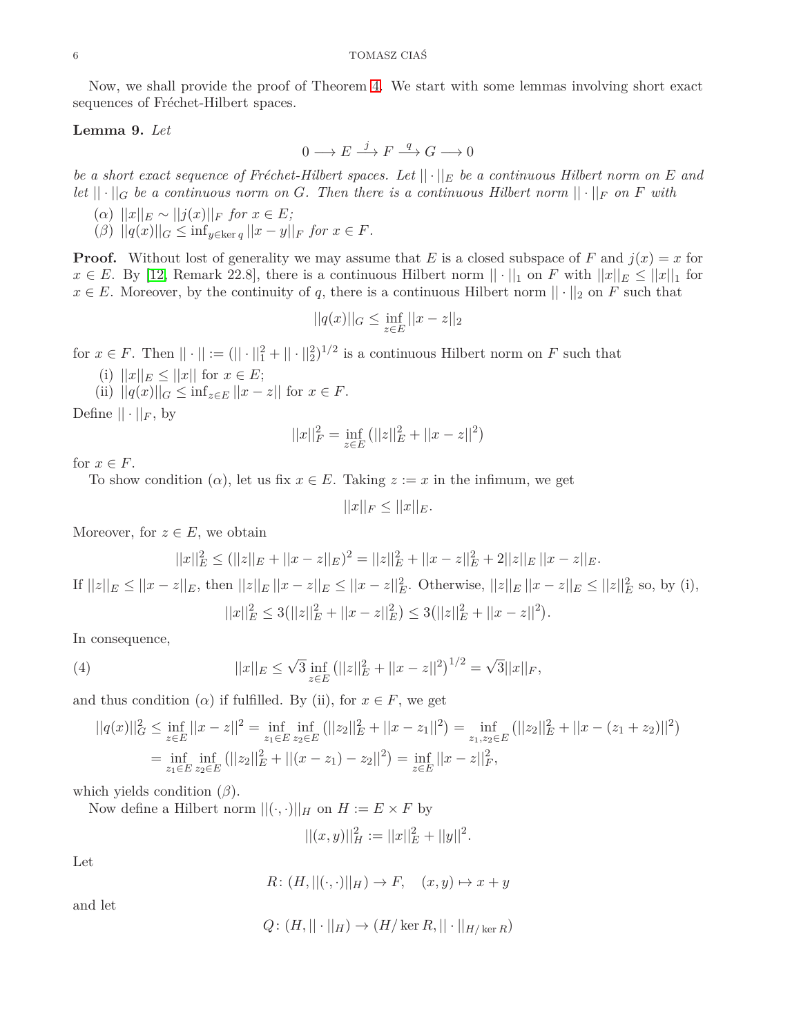Now, we shall provide the proof of Theorem 4. We start with some lemmas involving short exact sequences of Fréchet-Hilbert spaces.

**Lemma 9.** *Let*

$$0 \longrightarrow E \xrightarrow{j} F \xrightarrow{q} G \longrightarrow 0$$

*be a short exact sequence of Fréchet-Hilbert spaces. Let $||\cdot||_E$ be a continuous Hilbert norm on $E$ and let $||\cdot||_G$ be a continuous norm on $G$. Then there is a continuous Hilbert norm $||\cdot||_F$ on $F$ with*

- ($\alpha$) $||x||_E \sim ||j(x)||_F$ *for* $x \in E$;
- ($\beta$) $||q(x)||_G \leq \inf_{y\in\ker q} ||x-y||_F$ *for* $x \in F$.

**Proof.** Without lost of generality we may assume that $E$ is a closed subspace of $F$ and $j(x) = x$ for $x \in E$. By [12, Remark 22.8], there is a continuous Hilbert norm $||\cdot||_1$ on $F$ with $||x||_E \leq ||x||_1$ for $x \in E$. Moreover, by the continuity of $q$, there is a continuous Hilbert norm $||\cdot||_2$ on $F$ such that

$$||q(x)||_G \leq \inf_{z\in E} ||x-z||_2$$

for $x \in F$. Then $||\cdot|| := (||\cdot||_1^2 + ||\cdot||_2^2)^{1/2}$ is a continuous Hilbert norm on $F$ such that

- (i) $||x||_E \leq ||x||$ for $x \in E$;
- (ii) $||q(x)||_G \leq \inf_{z\in E} ||x-z||$ for $x \in F$.

Define $||\cdot||_F$, by

$$||x||_F^2 = \inf_{z\in E} \left(||z||_E^2 + ||x-z||^2\right)$$

for $x \in F$.

To show condition ($\alpha$), let us fix $x \in E$. Taking $z := x$ in the infimum, we get

$$||x||_F \leq ||x||_E.$$

Moreover, for $z \in E$, we obtain

$$||x||_E^2 \leq (||z||_E + ||x-z||_E)^2 = ||z||_E^2 + ||x-z||_E^2 + 2||z||_E\,||x-z||_E.$$

If $||z||_E \leq ||x-z||_E$, then $||z||_E\,||x-z||_E \leq ||x-z||_E^2$. Otherwise, $||z||_E\,||x-z||_E \leq ||z||_E^2$ so, by (i),

$$||x||_E^2 \leq 3\left(||z||_E^2 + ||x-z||_E^2\right) \leq 3\left(||z||_E^2 + ||x-z||^2\right).$$

In consequence,

$$||x||_E \leq \sqrt{3} \inf_{z\in E} \left(||z||_E^2 + ||x-z||^2\right)^{1/2} = \sqrt{3}||x||_F, \tag{4}$$

and thus condition ($\alpha$) if fulfilled. By (ii), for $x \in F$, we get

$$\begin{aligned}
||q(x)||_G^2 &\leq \inf_{z\in E} ||x-z||^2 = \inf_{z_1\in E} \inf_{z_2\in E} \left(||z_2||_E^2 + ||x-z_1||^2\right) = \inf_{z_1,z_2\in E} \left(||z_2||_E^2 + ||x-(z_1+z_2)||^2\right) \\
&= \inf_{z_1\in E} \inf_{z_2\in E} \left(||z_2||_E^2 + ||(x-z_1)-z_2||^2\right) = \inf_{z\in E} ||x-z||_F^2,
\end{aligned}$$

which yields condition ($\beta$).

Now define a Hilbert norm $||(\cdot,\cdot)||_H$ on $H := E \times F$ by

$$||(x,y)||_H^2 := ||x||_E^2 + ||y||^2.$$

Let

$$R\colon (H, ||(\cdot,\cdot)||_H) \to F, \quad (x,y) \mapsto x+y$$

and let

$$Q\colon (H, ||\cdot||_H) \to (H/\ker R, ||\cdot||_{H/\ker R})$$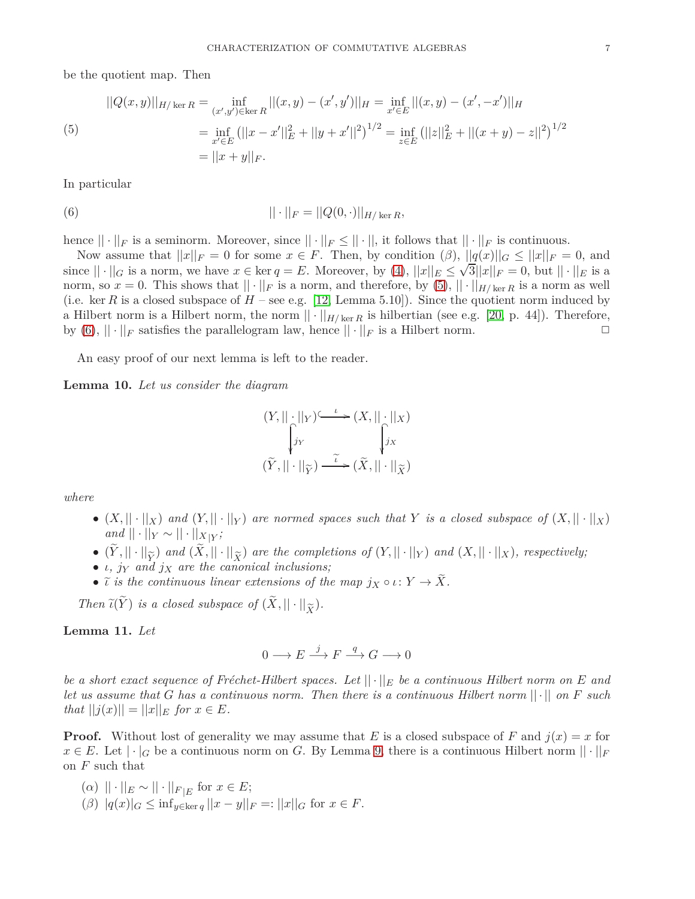be the quotient map. Then

$$
\begin{aligned}
||Q(x,y)||_{H/\ker R} &= \inf_{(x',y')\in\ker R} ||(x,y)-(x',y')||_H = \inf_{x'\in E} ||(x,y)-(x',-x')||_H \\
&= \inf_{x'\in E} \left(||x-x'||_E^2 + ||y+x'||^2\right)^{1/2} = \inf_{z\in E}\left(||z||_E^2 + ||(x+y)-z||^2\right)^{1/2} \\
&= ||x+y||_F.
\end{aligned} \tag{5}
$$

In particular

$$
||\cdot||_F = ||Q(0,\cdot)||_{H/\ker R}, \tag{6}
$$

hence $||\cdot||_F$ is a seminorm. Moreover, since $||\cdot||_F \le ||\cdot||$, it follows that $||\cdot||_F$ is continuous.

Now assume that $||x||_F = 0$ for some $x \in F$. Then, by condition $(\beta)$, $||q(x)||_G \le ||x||_F = 0$, and since $||\cdot||_G$ is a norm, we have $x \in \ker q = E$. Moreover, by (4), $||x||_E \le \sqrt{3}||x||_F = 0$, but $||\cdot||_E$ is a norm, so $x = 0$. This shows that $||\cdot||_F$ is a norm, and therefore, by (5), $||\cdot||_{H/\ker R}$ is a norm as well (i.e. $\ker R$ is a closed subspace of $H$ – see e.g. [12, Lemma 5.10]). Since the quotient norm induced by a Hilbert norm is a Hilbert norm, the norm $||\cdot||_{H/\ker R}$ is hilbertian (see e.g. [20, p. 44]). Therefore, by (6), $||\cdot||_F$ satisfies the parallelogram law, hence $||\cdot||_F$ is a Hilbert norm. □

An easy proof of our next lemma is left to the reader.

**Lemma 10.** *Let us consider the diagram*

$$
\begin{array}{ccc}
(Y, ||\cdot||_Y) & \overset{\iota}{\hookrightarrow} & (X, ||\cdot||_X) \\
\big\downarrow j_Y & & \big\downarrow j_X \\
(\widetilde{Y}, ||\cdot||_{\widetilde{Y}}) & \overset{\widetilde{\iota}}{\longrightarrow} & (\widetilde{X}, ||\cdot||_{\widetilde{X}})
\end{array}
$$

*where*

- $(X, ||\cdot||_X)$ *and* $(Y, ||\cdot||_Y)$ *are normed spaces such that* $Y$ *is a closed subspace of* $(X, ||\cdot||_X)$ *and* $||\cdot||_Y \sim ||\cdot||_{X|Y}$;
- $(\widetilde{Y}, ||\cdot||_{\widetilde{Y}})$ *and* $(\widetilde{X}, ||\cdot||_{\widetilde{X}})$ *are the completions of* $(Y, ||\cdot||_Y)$ *and* $(X, ||\cdot||_X)$, *respectively;*
- $\iota$, $j_Y$ *and* $j_X$ *are the canonical inclusions;*
- $\widetilde{\iota}$ *is the continuous linear extensions of the map* $j_X \circ \iota \colon Y \to \widetilde{X}$.

*Then* $\widetilde{\iota}(\widetilde{Y})$ *is a closed subspace of* $(\widetilde{X}, ||\cdot||_{\widetilde{X}})$.

**Lemma 11.** *Let*

$$
0 \longrightarrow E \xrightarrow{j} F \xrightarrow{q} G \longrightarrow 0
$$

*be a short exact sequence of Fréchet-Hilbert spaces. Let* $||\cdot||_E$ *be a continuous Hilbert norm on* $E$ *and let us assume that* $G$ *has a continuous norm. Then there is a continuous Hilbert norm* $||\cdot||$ *on* $F$ *such that* $||j(x)|| = ||x||_E$ *for* $x \in E$.

**Proof.** Without lost of generality we may assume that $E$ is a closed subspace of $F$ and $j(x) = x$ for $x \in E$. Let $|\cdot|_G$ be a continuous norm on $G$. By Lemma 9, there is a continuous Hilbert norm $||\cdot||_F$ on $F$ such that

$(\alpha)$ $||\cdot||_E \sim ||\cdot||_{F|E}$ for $x \in E$;

$(\beta)$ $|q(x)|_G \le \inf_{y\in\ker q} ||x-y||_F =: ||x||_G$ for $x \in F$.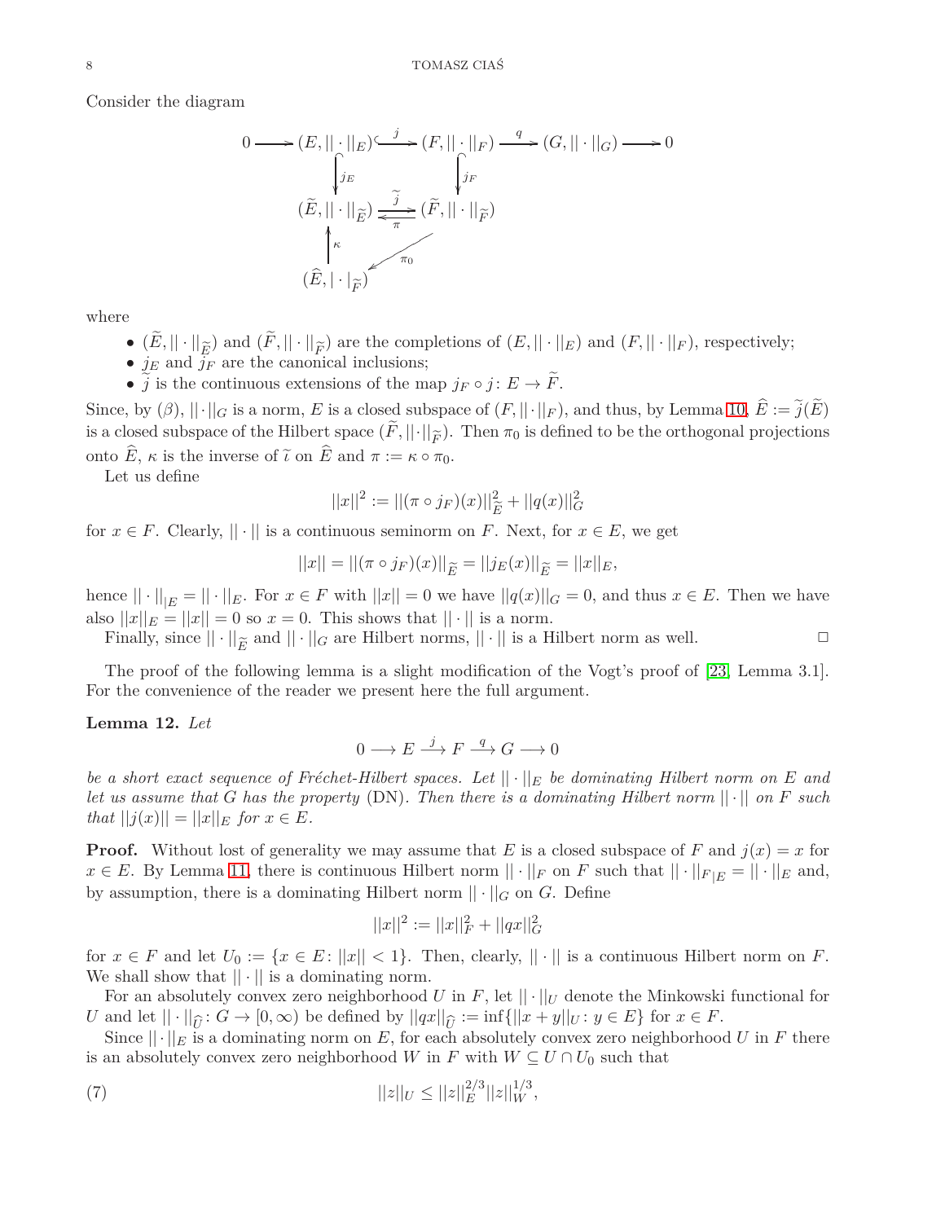Consider the diagram

$$
\begin{array}{ccccccc}
0 \longrightarrow & (E, ||\cdot||_E) & \overset{j}{\hookrightarrow} & (F, ||\cdot||_F) & \overset{q}{\longrightarrow} & (G, ||\cdot||_G) & \longrightarrow 0 \\
& \downarrow j_E & & \downarrow j_F & & & \\
& (\widetilde{E}, ||\cdot||_{\widetilde{E}}) & \underset{\pi}{\overset{\widetilde{j}}{\rightleftarrows}} & (\widetilde{F}, ||\cdot||_{\widetilde{F}}) & & & \\
& \uparrow \kappa & \swarrow \pi_0 & & & & \\
& (\widehat{E}, |\cdot|_{\widetilde{F}}) & & & & &
\end{array}
$$

where

- $(\widetilde{E}, ||\cdot||_{\widetilde{E}})$ and $(\widetilde{F}, ||\cdot||_{\widetilde{F}})$ are the completions of $(E, ||\cdot||_E)$ and $(F, ||\cdot||_F)$, respectively;
- $j_E$ and $j_F$ are the canonical inclusions;
- $\widetilde{j}$ is the continuous extensions of the map $j_F \circ j \colon E \to \widetilde{F}$.

Since, by $(\beta)$, $||\cdot||_G$ is a norm, $E$ is a closed subspace of $(F, ||\cdot||_F)$, and thus, by Lemma 10, $\widehat{E} := \widetilde{j}(\widetilde{E})$ is a closed subspace of the Hilbert space $(\widetilde{F}, ||\cdot||_{\widetilde{F}})$. Then $\pi_0$ is defined to be the orthogonal projections onto $\widehat{E}$, $\kappa$ is the inverse of $\widetilde{\iota}$ on $\widehat{E}$ and $\pi := \kappa \circ \pi_0$.

Let us define

$$||x||^2 := ||(\pi \circ j_F)(x)||^2_{\widetilde{E}} + ||q(x)||^2_G$$

for $x \in F$. Clearly, $||\cdot||$ is a continuous seminorm on $F$. Next, for $x \in E$, we get

$$||x|| = ||(\pi \circ j_F)(x)||_{\widetilde{E}} = ||j_E(x)||_{\widetilde{E}} = ||x||_E,$$

hence $||\cdot||_{|E} = ||\cdot||_E$. For $x \in F$ with $||x|| = 0$ we have $||q(x)||_G = 0$, and thus $x \in E$. Then we have also $||x||_E = ||x|| = 0$ so $x = 0$. This shows that $||\cdot||$ is a norm.

Finally, since $||\cdot||_{\widetilde{E}}$ and $||\cdot||_G$ are Hilbert norms, $||\cdot||$ is a Hilbert norm as well. □

The proof of the following lemma is a slight modification of the Vogt's proof of [23, Lemma 3.1]. For the convenience of the reader we present here the full argument.

**Lemma 12.** *Let*

$$0 \longrightarrow E \overset{j}{\longrightarrow} F \overset{q}{\longrightarrow} G \longrightarrow 0$$

*be a short exact sequence of Fréchet-Hilbert spaces. Let $||\cdot||_E$ be dominating Hilbert norm on $E$ and let us assume that $G$ has the property* (DN). *Then there is a dominating Hilbert norm $||\cdot||$ on $F$ such that $||j(x)|| = ||x||_E$ for $x \in E$.*

**Proof.** Without lost of generality we may assume that $E$ is a closed subspace of $F$ and $j(x) = x$ for $x \in E$. By Lemma 11, there is continuous Hilbert norm $||\cdot||_F$ on $F$ such that $||\cdot||_{F|E} = ||\cdot||_E$ and, by assumption, there is a dominating Hilbert norm $||\cdot||_G$ on $G$. Define

$$||x||^2 := ||x||^2_F + ||qx||^2_G$$

for $x \in F$ and let $U_0 := \{x \in E \colon ||x|| < 1\}$. Then, clearly, $||\cdot||$ is a continuous Hilbert norm on $F$. We shall show that $||\cdot||$ is a dominating norm.

For an absolutely convex zero neighborhood $U$ in $F$, let $||\cdot||_U$ denote the Minkowski functional for $U$ and let $||\cdot||_{\widehat{U}} \colon G \to [0, \infty)$ be defined by $||qx||_{\widehat{U}} := \inf\{||x + y||_U \colon y \in E\}$ for $x \in F$.

Since $||\cdot||_E$ is a dominating norm on $E$, for each absolutely convex zero neighborhood $U$ in $F$ there is an absolutely convex zero neighborhood $W$ in $F$ with $W \subseteq U \cap U_0$ such that

$$||z||_U \leq ||z||^{2/3}_E ||z||^{1/3}_W, \tag{7}$$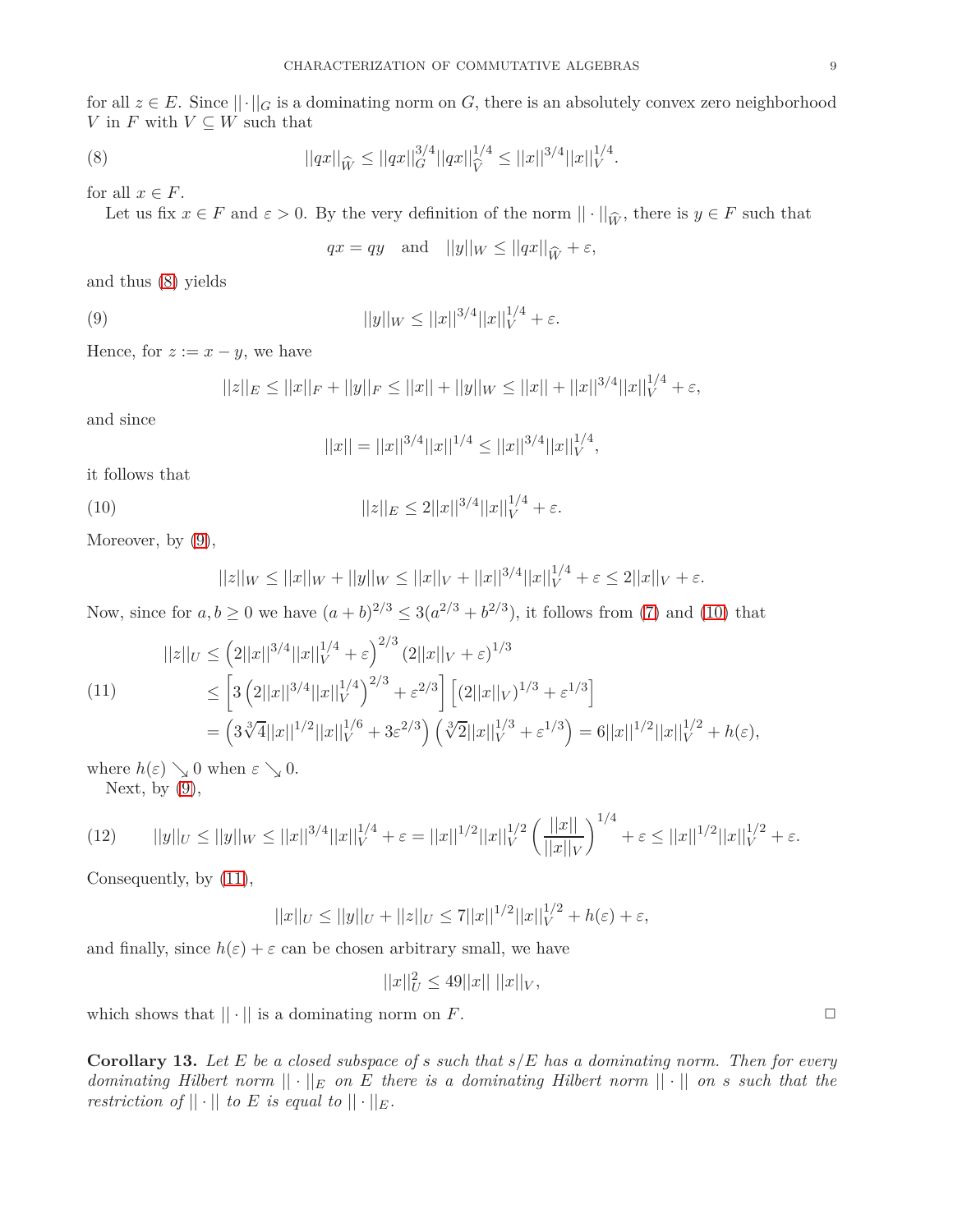for all $z \in E$. Since $||\cdot||_G$ is a dominating norm on $G$, there is an absolutely convex zero neighborhood $V$ in $F$ with $V \subseteq W$ such that

$$
||qx||_{\widehat{W}} \leq ||qx||_G^{3/4} ||qx||_{\widehat{V}}^{1/4} \leq ||x||^{3/4} ||x||_V^{1/4}. \tag{8}
$$

for all $x \in F$.

Let us fix $x \in F$ and $\varepsilon > 0$. By the very definition of the norm $||\cdot||_{\widehat{W}}$, there is $y \in F$ such that

$$
qx = qy \quad \text{and} \quad ||y||_W \leq ||qx||_{\widehat{W}} + \varepsilon,
$$

and thus (8) yields

$$
||y||_W \leq ||x||^{3/4} ||x||_V^{1/4} + \varepsilon. \tag{9}
$$

Hence, for $z := x - y$, we have

$$
||z||_E \leq ||x||_F + ||y||_F \leq ||x|| + ||y||_W \leq ||x|| + ||x||^{3/4} ||x||_V^{1/4} + \varepsilon,
$$

and since

$$
||x|| = ||x||^{3/4} ||x||^{1/4} \leq ||x||^{3/4} ||x||_V^{1/4},
$$

it follows that

$$
||z||_E \leq 2||x||^{3/4} ||x||_V^{1/4} + \varepsilon. \tag{10}
$$

Moreover, by (9),

$$
||z||_W \leq ||x||_W + ||y||_W \leq ||x||_V + ||x||^{3/4} ||x||_V^{1/4} + \varepsilon \leq 2||x||_V + \varepsilon.
$$

Now, since for $a, b \geq 0$ we have $(a+b)^{2/3} \leq 3(a^{2/3} + b^{2/3})$, it follows from (7) and (10) that

$$
\begin{aligned}
||z||_U &\leq \left(2||x||^{3/4} ||x||_V^{1/4} + \varepsilon\right)^{2/3} (2||x||_V + \varepsilon)^{1/3} \\
&\leq \left[3\left(2||x||^{3/4} ||x||_V^{1/4}\right)^{2/3} + \varepsilon^{2/3}\right] \left[(2||x||_V)^{1/3} + \varepsilon^{1/3}\right] \\
&= \left(3\sqrt[3]{4}||x||^{1/2} ||x||_V^{1/6} + 3\varepsilon^{2/3}\right)\left(\sqrt[3]{2}||x||_V^{1/3} + \varepsilon^{1/3}\right) = 6||x||^{1/2}||x||_V^{1/2} + h(\varepsilon),
\end{aligned} \tag{11}
$$

where $h(\varepsilon) \searrow 0$ when $\varepsilon \searrow 0$.

Next, by (9),

$$
||y||_U \leq ||y||_W \leq ||x||^{3/4} ||x||_V^{1/4} + \varepsilon = ||x||^{1/2} ||x||_V^{1/2} \left(\frac{||x||}{||x||_V}\right)^{1/4} + \varepsilon \leq ||x||^{1/2} ||x||_V^{1/2} + \varepsilon. \tag{12}
$$

Consequently, by (11),

$$
||x||_U \leq ||y||_U + ||z||_U \leq 7||x||^{1/2} ||x||_V^{1/2} + h(\varepsilon) + \varepsilon,
$$

and finally, since $h(\varepsilon) + \varepsilon$ can be chosen arbitrary small, we have

$$
||x||_U^2 \leq 49||x||\; ||x||_V,
$$

which shows that $||\cdot||$ is a dominating norm on $F$. □

**Corollary 13.** *Let $E$ be a closed subspace of $s$ such that $s/E$ has a dominating norm. Then for every dominating Hilbert norm $||\cdot||_E$ on $E$ there is a dominating Hilbert norm $||\cdot||$ on $s$ such that the restriction of $||\cdot||$ to $E$ is equal to $||\cdot||_E$.*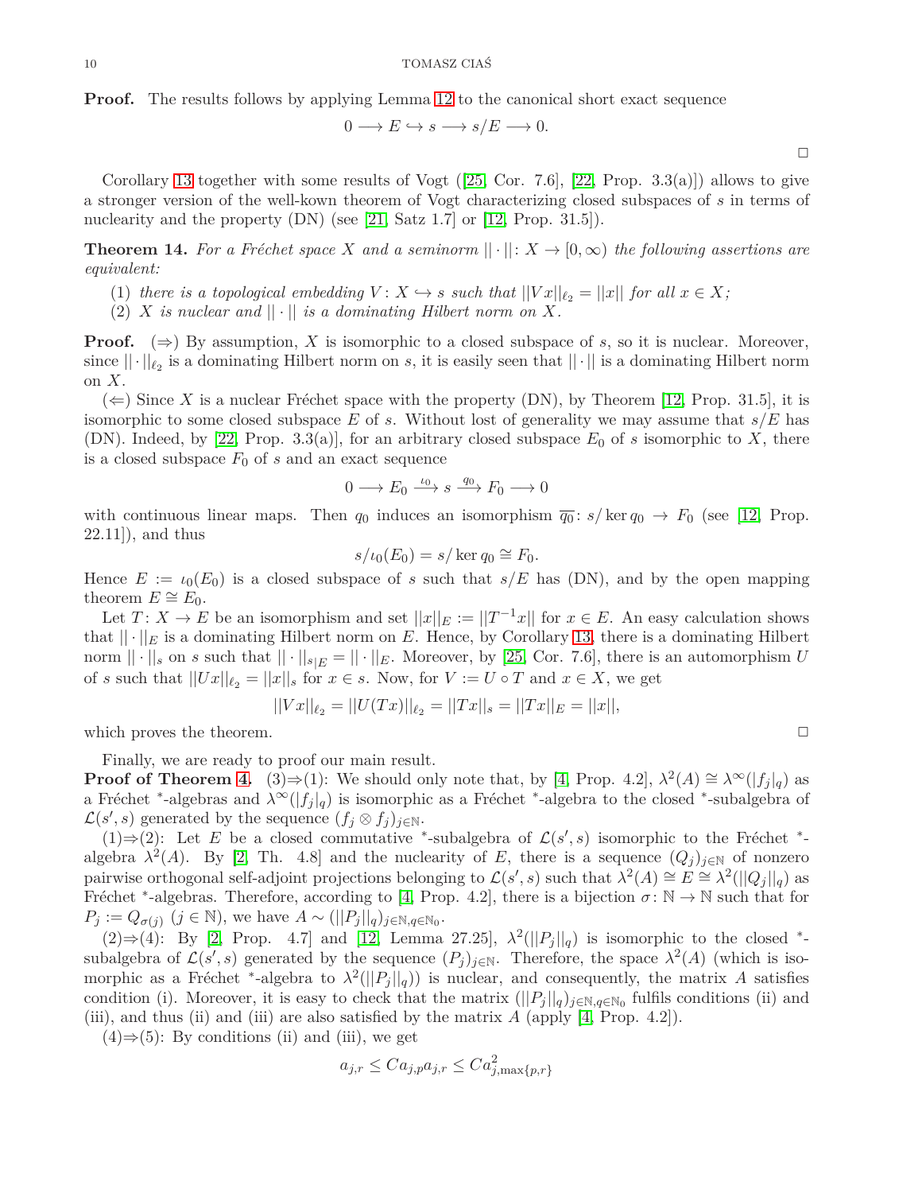**Proof.** The results follows by applying Lemma 12 to the canonical short exact sequence

$$0 \longrightarrow E \hookrightarrow s \longrightarrow s/E \longrightarrow 0.$$

□

Corollary 13 together with some results of Vogt ([25, Cor. 7.6], [22, Prop. 3.3(a)]) allows to give a stronger version of the well-kown theorem of Vogt characterizing closed subspaces of $s$ in terms of nuclearity and the property (DN) (see [21, Satz 1.7] or [12, Prop. 31.5]).

**Theorem 14.** *For a Fréchet space $X$ and a seminorm $||\cdot||\colon X \to [0,\infty)$ the following assertions are equivalent:*

1. *there is a topological embedding $V\colon X \hookrightarrow s$ such that $||Vx||_{\ell_2} = ||x||$ for all $x \in X$;*
2. *$X$ is nuclear and $||\cdot||$ is a dominating Hilbert norm on $X$.*

**Proof.** ($\Rightarrow$) By assumption, $X$ is isomorphic to a closed subspace of $s$, so it is nuclear. Moreover, since $||\cdot||_{\ell_2}$ is a dominating Hilbert norm on $s$, it is easily seen that $||\cdot||$ is a dominating Hilbert norm on $X$.

($\Leftarrow$) Since $X$ is a nuclear Fréchet space with the property (DN), by Theorem [12, Prop. 31.5], it is isomorphic to some closed subspace $E$ of $s$. Without lost of generality we may assume that $s/E$ has (DN). Indeed, by [22, Prop. 3.3(a)], for an arbitrary closed subspace $E_0$ of $s$ isomorphic to $X$, there is a closed subspace $F_0$ of $s$ and an exact sequence

$$0 \longrightarrow E_0 \xrightarrow{\iota_0} s \xrightarrow{q_0} F_0 \longrightarrow 0$$

with continuous linear maps. Then $q_0$ induces an isomorphism $\overline{q_0}\colon s/\ker q_0 \to F_0$ (see [12, Prop. 22.11]), and thus

$$s/\iota_0(E_0) = s/\ker q_0 \cong F_0.$$

Hence $E := \iota_0(E_0)$ is a closed subspace of $s$ such that $s/E$ has (DN), and by the open mapping theorem $E \cong E_0$.

Let $T\colon X \to E$ be an isomorphism and set $||x||_E := ||T^{-1}x||$ for $x \in E$. An easy calculation shows that $||\cdot||_E$ is a dominating Hilbert norm on $E$. Hence, by Corollary 13, there is a dominating Hilbert norm $||\cdot||_s$ on $s$ such that $||\cdot||_{s|E} = ||\cdot||_E$. Moreover, by [25, Cor. 7.6], there is an automorphism $U$ of $s$ such that $||Ux||_{\ell_2} = ||x||_s$ for $x \in s$. Now, for $V := U \circ T$ and $x \in X$, we get

$$||Vx||_{\ell_2} = ||U(Tx)||_{\ell_2} = ||Tx||_s = ||Tx||_E = ||x||,$$

which proves the theorem. □

Finally, we are ready to proof our main result.

**Proof of Theorem 4.** (3)$\Rightarrow$(1): We should only note that, by [4, Prop. 4.2], $\lambda^2(A) \cong \lambda^\infty(|f_j|_q)$ as a Fréchet $^*$-algebras and $\lambda^\infty(|f_j|_q)$ is isomorphic as a Fréchet $^*$-algebra to the closed $^*$-subalgebra of $\mathcal{L}(s', s)$ generated by the sequence $(f_j \otimes f_j)_{j\in\mathbb{N}}$.

(1)$\Rightarrow$(2): Let $E$ be a closed commutative $^*$-subalgebra of $\mathcal{L}(s', s)$ isomorphic to the Fréchet $^*$-algebra $\lambda^2(A)$. By [2, Th. 4.8] and the nuclearity of $E$, there is a sequence $(Q_j)_{j\in\mathbb{N}}$ of nonzero pairwise orthogonal self-adjoint projections belonging to $\mathcal{L}(s', s)$ such that $\lambda^2(A) \cong E \cong \lambda^2(||Q_j||_q)$ as Fréchet $^*$-algebras. Therefore, according to [4, Prop. 4.2], there is a bijection $\sigma\colon \mathbb{N} \to \mathbb{N}$ such that for $P_j := Q_{\sigma(j)}$ $(j \in \mathbb{N})$, we have $A \sim (||P_j||_q)_{j\in\mathbb{N},q\in\mathbb{N}_0}$.

(2)$\Rightarrow$(4): By [2, Prop. 4.7] and [12, Lemma 27.25], $\lambda^2(||P_j||_q)$ is isomorphic to the closed $^*$-subalgebra of $\mathcal{L}(s', s)$ generated by the sequence $(P_j)_{j\in\mathbb{N}}$. Therefore, the space $\lambda^2(A)$ (which is isomorphic as a Fréchet $^*$-algebra to $\lambda^2(||P_j||_q)$) is nuclear, and consequently, the matrix $A$ satisfies condition (i). Moreover, it is easy to check that the matrix $(||P_j||_q)_{j\in\mathbb{N},q\in\mathbb{N}_0}$ fulfils conditions (ii) and (iii), and thus (ii) and (iii) are also satisfied by the matrix $A$ (apply [4, Prop. 4.2]).

(4)$\Rightarrow$(5): By conditions (ii) and (iii), we get

$$a_{j,r} \leq Ca_{j,p}a_{j,r} \leq Ca^2_{j,\max\{p,r\}}$$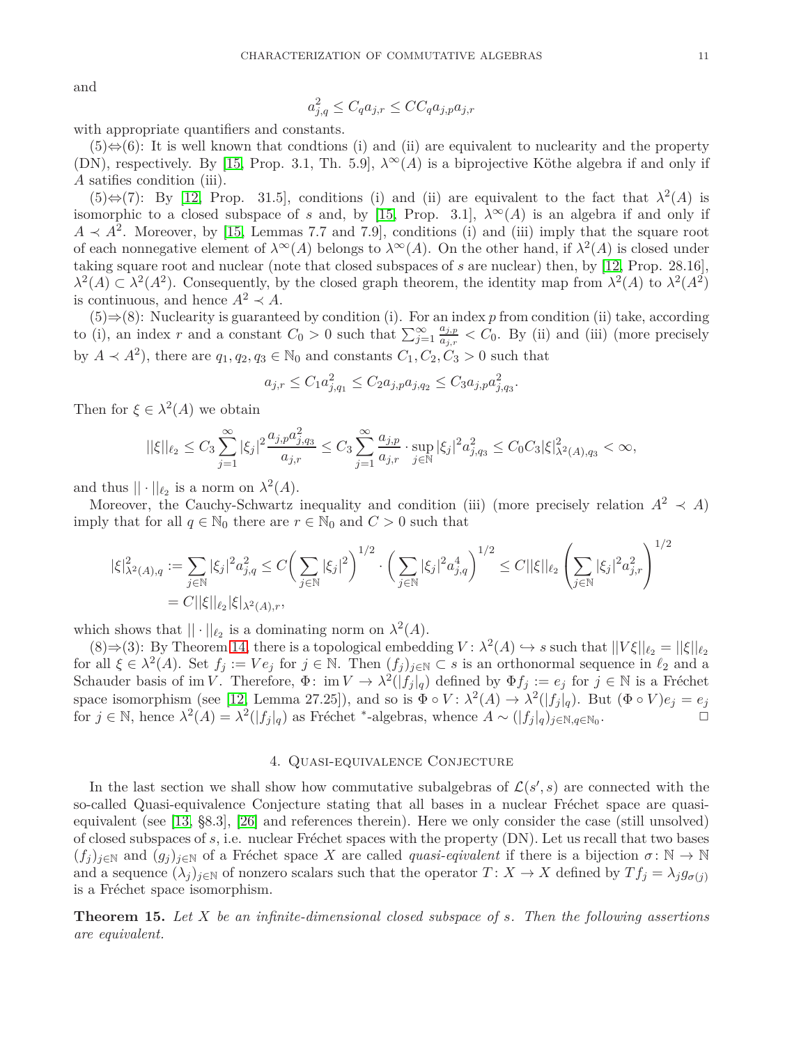and

$$a_{j,q}^2 \leq C_q a_{j,r} \leq CC_q a_{j,p} a_{j,r}$$

with appropriate quantifiers and constants.

(5)⇔(6): It is well known that condtions (i) and (ii) are equivalent to nuclearity and the property (DN), respectively. By [15, Prop. 3.1, Th. 5.9], $\lambda^\infty(A)$ is a biprojective Köthe algebra if and only if $A$ satifies condition (iii).

(5)⇔(7): By [12, Prop. 31.5], conditions (i) and (ii) are equivalent to the fact that $\lambda^2(A)$ is isomorphic to a closed subspace of $s$ and, by [15, Prop. 3.1], $\lambda^\infty(A)$ is an algebra if and only if $A \prec A^2$. Moreover, by [15, Lemmas 7.7 and 7.9], conditions (i) and (iii) imply that the square root of each nonnegative element of $\lambda^\infty(A)$ belongs to $\lambda^\infty(A)$. On the other hand, if $\lambda^2(A)$ is closed under taking square root and nuclear (note that closed subspaces of $s$ are nuclear) then, by [12, Prop. 28.16], $\lambda^2(A) \subset \lambda^2(A^2)$. Consequently, by the closed graph theorem, the identity map from $\lambda^2(A)$ to $\lambda^2(A^2)$ is continuous, and hence $A^2 \prec A$.

(5)⇒(8): Nuclearity is guaranteed by condition (i). For an index $p$ from condition (ii) take, according to (i), an index $r$ and a constant $C_0 > 0$ such that $\sum_{j=1}^\infty \frac{a_{j,p}}{a_{j,r}} < C_0$. By (ii) and (iii) (more precisely by $A \prec A^2$), there are $q_1, q_2, q_3 \in \mathbb{N}_0$ and constants $C_1, C_2, C_3 > 0$ such that

$$a_{j,r} \leq C_1 a_{j,q_1}^2 \leq C_2 a_{j,p} a_{j,q_2} \leq C_3 a_{j,p} a_{j,q_3}^2.$$

Then for $\xi \in \lambda^2(A)$ we obtain

$$||\xi||_{\ell_2} \leq C_3 \sum_{j=1}^\infty |\xi_j|^2 \frac{a_{j,p} a_{j,q_3}^2}{a_{j,r}} \leq C_3 \sum_{j=1}^\infty \frac{a_{j,p}}{a_{j,r}} \cdot \sup_{j\in\mathbb{N}} |\xi_j|^2 a_{j,q_3}^2 \leq C_0 C_3 |\xi|_{\lambda^2(A),q_3}^2 < \infty,$$

and thus $||\cdot||_{\ell_2}$ is a norm on $\lambda^2(A)$.

Moreover, the Cauchy-Schwartz inequality and condition (iii) (more precisely relation $A^2 \prec A$) imply that for all $q \in \mathbb{N}_0$ there are $r \in \mathbb{N}_0$ and $C > 0$ such that

$$\begin{aligned}
|\xi|_{\lambda^2(A),q}^2 := \sum_{j\in\mathbb{N}} |\xi_j|^2 a_{j,q}^2 &\leq C\Big(\sum_{j\in\mathbb{N}} |\xi_j|^2\Big)^{1/2} \cdot \Big(\sum_{j\in\mathbb{N}} |\xi_j|^2 a_{j,q}^4\Big)^{1/2} \leq C||\xi||_{\ell_2} \left(\sum_{j\in\mathbb{N}} |\xi_j|^2 a_{j,r}^2\right)^{1/2} \\
&= C||\xi||_{\ell_2} |\xi|_{\lambda^2(A),r},
\end{aligned}$$

which shows that $||\cdot||_{\ell_2}$ is a dominating norm on $\lambda^2(A)$.

(8)⇒(3): By Theorem 14, there is a topological embedding $V\colon \lambda^2(A) \hookrightarrow s$ such that $||V\xi||_{\ell_2} = ||\xi||_{\ell_2}$ for all $\xi \in \lambda^2(A)$. Set $f_j := Ve_j$ for $j \in \mathbb{N}$. Then $(f_j)_{j\in\mathbb{N}} \subset s$ is an orthonormal sequence in $\ell_2$ and a Schauder basis of $\operatorname{im} V$. Therefore, $\Phi\colon \operatorname{im} V \to \lambda^2(|f_j|_q)$ defined by $\Phi f_j := e_j$ for $j \in \mathbb{N}$ is a Fréchet space isomorphism (see [12, Lemma 27.25]), and so is $\Phi \circ V\colon \lambda^2(A) \to \lambda^2(|f_j|_q)$. But $(\Phi \circ V)e_j = e_j$ for $j \in \mathbb{N}$, hence $\lambda^2(A) = \lambda^2(|f_j|_q)$ as Fréchet $^*$-algebras, whence $A \sim (|f_j|_q)_{j\in\mathbb{N},q\in\mathbb{N}_0}$. □

## 4. Quasi-equivalence Conjecture

In the last section we shall show how commutative subalgebras of $\mathcal{L}(s', s)$ are connected with the so-called Quasi-equivalence Conjecture stating that all bases in a nuclear Fréchet space are quasi-equivalent (see [13, §8.3], [26] and references therein). Here we only consider the case (still unsolved) of closed subspaces of $s$, i.e. nuclear Fréchet spaces with the property (DN). Let us recall that two bases $(f_j)_{j\in\mathbb{N}}$ and $(g_j)_{j\in\mathbb{N}}$ of a Fréchet space $X$ are called *quasi-eqivalent* if there is a bijection $\sigma\colon \mathbb{N} \to \mathbb{N}$ and a sequence $(\lambda_j)_{j\in\mathbb{N}}$ of nonzero scalars such that the operator $T\colon X \to X$ defined by $Tf_j = \lambda_j g_{\sigma(j)}$ is a Fréchet space isomorphism.

**Theorem 15.** *Let $X$ be an infinite-dimensional closed subspace of $s$. Then the following assertions are equivalent.*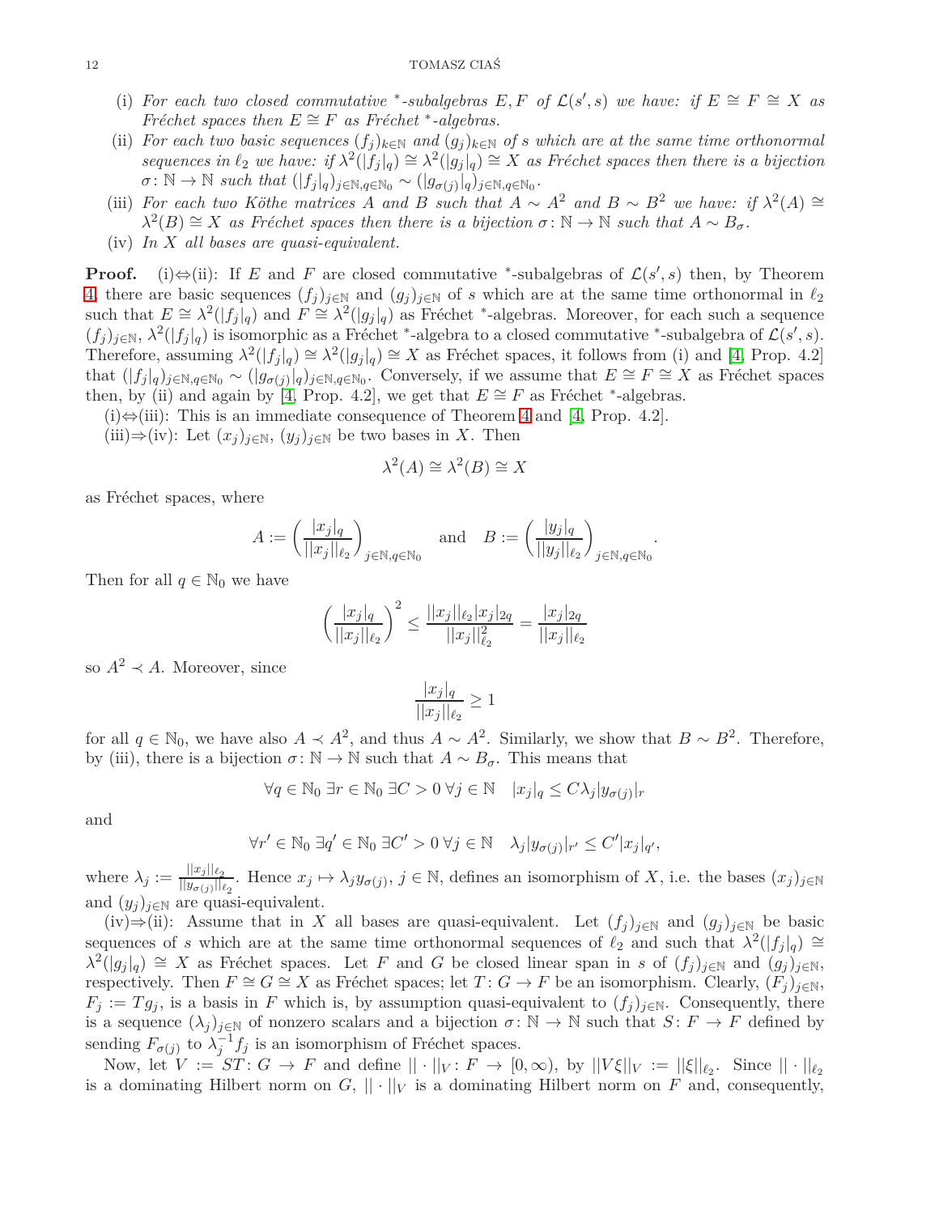(i) *For each two closed commutative* $^*$*-subalgebras* $E, F$ *of* $\mathcal{L}(s', s)$ *we have: if* $E \cong F \cong X$ *as Fréchet spaces then* $E \cong F$ *as Fréchet* $^*$*-algebras.*

(ii) *For each two basic sequences* $(f_j)_{k\in\mathbb{N}}$ *and* $(g_j)_{k\in\mathbb{N}}$ *of* $s$ *which are at the same time orthonormal sequences in* $\ell_2$ *we have: if* $\lambda^2(|f_j|_q) \cong \lambda^2(|g_j|_q) \cong X$ *as Fréchet spaces then there is a bijection* $\sigma\colon \mathbb{N} \to \mathbb{N}$ *such that* $(|f_j|_q)_{j\in\mathbb{N}, q\in\mathbb{N}_0} \sim (|g_{\sigma(j)}|_q)_{j\in\mathbb{N}, q\in\mathbb{N}_0}$.

(iii) *For each two Köthe matrices* $A$ *and* $B$ *such that* $A \sim A^2$ *and* $B \sim B^2$ *we have: if* $\lambda^2(A) \cong \lambda^2(B) \cong X$ *as Fréchet spaces then there is a bijection* $\sigma\colon \mathbb{N} \to \mathbb{N}$ *such that* $A \sim B_\sigma$.

(iv) *In* $X$ *all bases are quasi-equivalent.*

**Proof.** (i)⇔(ii): If $E$ and $F$ are closed commutative $^*$-subalgebras of $\mathcal{L}(s', s)$ then, by Theorem 4, there are basic sequences $(f_j)_{j\in\mathbb{N}}$ and $(g_j)_{j\in\mathbb{N}}$ of $s$ which are at the same time orthonormal in $\ell_2$ such that $E \cong \lambda^2(|f_j|_q)$ and $F \cong \lambda^2(|g_j|_q)$ as Fréchet $^*$-algebras. Moreover, for each such a sequence $(f_j)_{j\in\mathbb{N}}$, $\lambda^2(|f_j|_q)$ is isomorphic as a Fréchet $^*$-algebra to a closed commutative $^*$-subalgebra of $\mathcal{L}(s', s)$. Therefore, assuming $\lambda^2(|f_j|_q) \cong \lambda^2(|g_j|_q) \cong X$ as Fréchet spaces, it follows from (i) and [4, Prop. 4.2] that $(|f_j|_q)_{j\in\mathbb{N}, q\in\mathbb{N}_0} \sim (|g_{\sigma(j)}|_q)_{j\in\mathbb{N}, q\in\mathbb{N}_0}$. Conversely, if we assume that $E \cong F \cong X$ as Fréchet spaces then, by (ii) and again by [4, Prop. 4.2], we get that $E \cong F$ as Fréchet $^*$-algebras.

(i)⇔(iii): This is an immediate consequence of Theorem 4 and [4, Prop. 4.2].

(iii)⇒(iv): Let $(x_j)_{j\in\mathbb{N}}$, $(y_j)_{j\in\mathbb{N}}$ be two bases in $X$. Then

$$\lambda^2(A) \cong \lambda^2(B) \cong X$$

as Fréchet spaces, where

$$A := \left(\frac{|x_j|_q}{||x_j||_{\ell_2}}\right)_{j\in\mathbb{N}, q\in\mathbb{N}_0} \quad \text{and} \quad B := \left(\frac{|y_j|_q}{||y_j||_{\ell_2}}\right)_{j\in\mathbb{N}, q\in\mathbb{N}_0}.$$

Then for all $q \in \mathbb{N}_0$ we have

$$\left(\frac{|x_j|_q}{||x_j||_{\ell_2}}\right)^2 \leq \frac{||x_j||_{\ell_2}|x_j|_{2q}}{||x_j||_{\ell_2}^2} = \frac{|x_j|_{2q}}{||x_j||_{\ell_2}}$$

so $A^2 \prec A$. Moreover, since

$$\frac{|x_j|_q}{||x_j||_{\ell_2}} \geq 1$$

for all $q \in \mathbb{N}_0$, we have also $A \prec A^2$, and thus $A \sim A^2$. Similarly, we show that $B \sim B^2$. Therefore, by (iii), there is a bijection $\sigma\colon \mathbb{N} \to \mathbb{N}$ such that $A \sim B_\sigma$. This means that

$$\forall q \in \mathbb{N}_0\ \exists r \in \mathbb{N}_0\ \exists C > 0\ \forall j \in \mathbb{N} \quad |x_j|_q \leq C\lambda_j|y_{\sigma(j)}|_r$$

and

$$\forall r' \in \mathbb{N}_0\ \exists q' \in \mathbb{N}_0\ \exists C' > 0\ \forall j \in \mathbb{N} \quad \lambda_j|y_{\sigma(j)}|_{r'} \leq C'|x_j|_{q'},$$

where $\lambda_j := \frac{||x_j||_{\ell_2}}{||y_{\sigma(j)}||_{\ell_2}}$. Hence $x_j \mapsto \lambda_j y_{\sigma(j)}$, $j \in \mathbb{N}$, defines an isomorphism of $X$, i.e. the bases $(x_j)_{j\in\mathbb{N}}$ and $(y_j)_{j\in\mathbb{N}}$ are quasi-equivalent.

(iv)⇒(ii): Assume that in $X$ all bases are quasi-equivalent. Let $(f_j)_{j\in\mathbb{N}}$ and $(g_j)_{j\in\mathbb{N}}$ be basic sequences of $s$ which are at the same time orthonormal sequences of $\ell_2$ and such that $\lambda^2(|f_j|_q) \cong \lambda^2(|g_j|_q) \cong X$ as Fréchet spaces. Let $F$ and $G$ be closed linear span in $s$ of $(f_j)_{j\in\mathbb{N}}$ and $(g_j)_{j\in\mathbb{N}}$, respectively. Then $F \cong G \cong X$ as Fréchet spaces; let $T\colon G \to F$ be an isomorphism. Clearly, $(F_j)_{j\in\mathbb{N}}$, $F_j := Tg_j$, is a basis in $F$ which is, by assumption quasi-equivalent to $(f_j)_{j\in\mathbb{N}}$. Consequently, there is a sequence $(\lambda_j)_{j\in\mathbb{N}}$ of nonzero scalars and a bijection $\sigma\colon \mathbb{N} \to \mathbb{N}$ such that $S\colon F \to F$ defined by sending $F_{\sigma(j)}$ to $\lambda_j^{-1} f_j$ is an isomorphism of Fréchet spaces.

Now, let $V := ST\colon G \to F$ and define $||\cdot||_V\colon F \to [0, \infty)$, by $||V\xi||_V := ||\xi||_{\ell_2}$. Since $||\cdot||_{\ell_2}$ is a dominating Hilbert norm on $G$, $||\cdot||_V$ is a dominating Hilbert norm on $F$ and, consequently,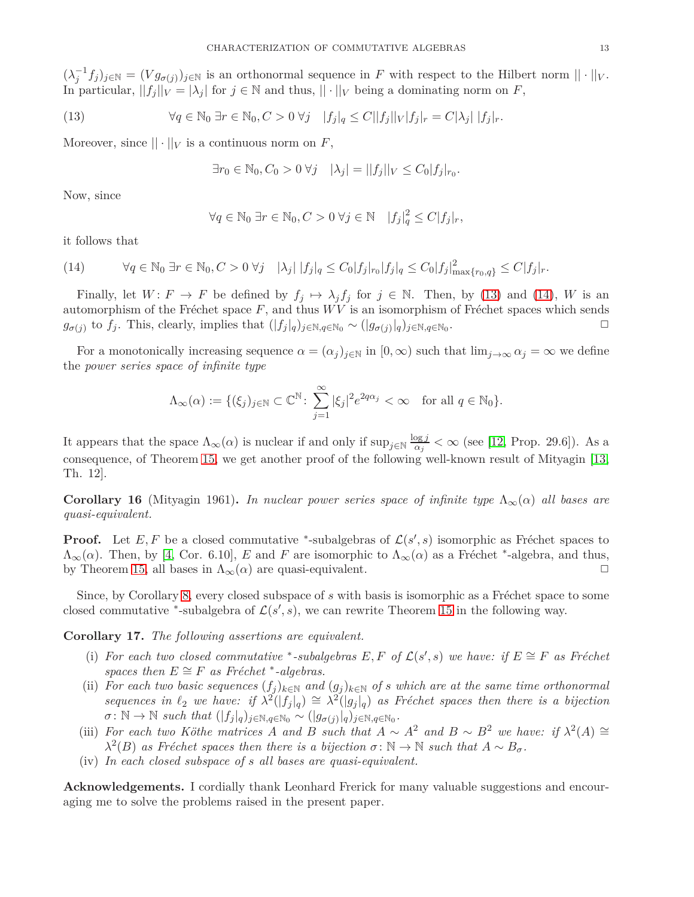$(\lambda_j^{-1} f_j)_{j\in\mathbb{N}} = (V g_{\sigma(j)})_{j\in\mathbb{N}}$ is an orthonormal sequence in $F$ with respect to the Hilbert norm $||\cdot||_V$. In particular, $||f_j||_V = |\lambda_j|$ for $j \in \mathbb{N}$ and thus, $||\cdot||_V$ being a dominating norm on $F$,

$$\forall q \in \mathbb{N}_0\ \exists r \in \mathbb{N}_0, C > 0\ \forall j \quad |f_j|_q \le C||f_j||_V |f_j|_r = C|\lambda_j|\ |f_j|_r. \tag{13}$$

Moreover, since $||\cdot||_V$ is a continuous norm on $F$,

$$\exists r_0 \in \mathbb{N}_0, C_0 > 0\ \forall j \quad |\lambda_j| = ||f_j||_V \le C_0 |f_j|_{r_0}.$$

Now, since

$$\forall q \in \mathbb{N}_0\ \exists r \in \mathbb{N}_0, C > 0\ \forall j \in \mathbb{N} \quad |f_j|_q^2 \le C|f_j|_r,$$

it follows that

$$\forall q \in \mathbb{N}_0\ \exists r \in \mathbb{N}_0, C > 0\ \forall j \quad |\lambda_j|\ |f_j|_q \le C_0 |f_j|_{r_0} |f_j|_q \le C_0 |f_j|^2_{\max\{r_0,q\}} \le C|f_j|_r. \tag{14}$$

Finally, let $W\colon F \to F$ be defined by $f_j \mapsto \lambda_j f_j$ for $j \in \mathbb{N}$. Then, by (13) and (14), $W$ is an automorphism of the Fréchet space $F$, and thus $WV$ is an isomorphism of Fréchet spaces which sends $g_{\sigma(j)}$ to $f_j$. This, clearly, implies that $(|f_j|_q)_{j\in\mathbb{N}, q\in\mathbb{N}_0} \sim (|g_{\sigma(j)}|_q)_{j\in\mathbb{N}, q\in\mathbb{N}_0}$. □

For a monotonically increasing sequence $\alpha = (\alpha_j)_{j\in\mathbb{N}}$ in $[0,\infty)$ such that $\lim_{j\to\infty} \alpha_j = \infty$ we define the *power series space of infinite type*

$$\Lambda_\infty(\alpha) := \{(\xi_j)_{j\in\mathbb{N}} \subset \mathbb{C}^{\mathbb{N}} \colon \sum_{j=1}^{\infty} |\xi_j|^2 e^{2q\alpha_j} < \infty \quad \text{for all } q \in \mathbb{N}_0\}.$$

It appears that the space $\Lambda_\infty(\alpha)$ is nuclear if and only if $\sup_{j\in\mathbb{N}} \frac{\log j}{\alpha_j} < \infty$ (see [12, Prop. 29.6]). As a consequence, of Theorem 15, we get another proof of the following well-known result of Mityagin [13, Th. 12].

**Corollary 16** (Mityagin 1961)**.** *In nuclear power series space of infinite type $\Lambda_\infty(\alpha)$ all bases are quasi-equivalent.*

**Proof.** Let $E, F$ be a closed commutative $^*$-subalgebras of $\mathcal{L}(s', s)$ isomorphic as Fréchet spaces to $\Lambda_\infty(\alpha)$. Then, by [4, Cor. 6.10], $E$ and $F$ are isomorphic to $\Lambda_\infty(\alpha)$ as a Fréchet $^*$-algebra, and thus, by Theorem 15, all bases in $\Lambda_\infty(\alpha)$ are quasi-equivalent. □

Since, by Corollary 8, every closed subspace of $s$ with basis is isomorphic as a Fréchet space to some closed commutative $^*$-subalgebra of $\mathcal{L}(s', s)$, we can rewrite Theorem 15 in the following way.

**Corollary 17.** *The following assertions are equivalent.*

- (i) *For each two closed commutative $^*$-subalgebras $E, F$ of $\mathcal{L}(s', s)$ we have: if $E \cong F$ as Fréchet spaces then $E \cong F$ as Fréchet $^*$-algebras.*
- (ii) *For each two basic sequences $(f_j)_{k\in\mathbb{N}}$ and $(g_j)_{k\in\mathbb{N}}$ of $s$ which are at the same time orthonormal sequences in $\ell_2$ we have: if $\lambda^2(|f_j|_q) \cong \lambda^2(|g_j|_q)$ as Fréchet spaces then there is a bijection $\sigma\colon \mathbb{N} \to \mathbb{N}$ such that $(|f_j|_q)_{j\in\mathbb{N}, q\in\mathbb{N}_0} \sim (|g_{\sigma(j)}|_q)_{j\in\mathbb{N}, q\in\mathbb{N}_0}$.*
- (iii) *For each two Köthe matrices $A$ and $B$ such that $A \sim A^2$ and $B \sim B^2$ we have: if $\lambda^2(A) \cong \lambda^2(B)$ as Fréchet spaces then there is a bijection $\sigma\colon \mathbb{N} \to \mathbb{N}$ such that $A \sim B_\sigma$.*
- (iv) *In each closed subspace of $s$ all bases are quasi-equivalent.*

**Acknowledgements.** I cordially thank Leonhard Frerick for many valuable suggestions and encouraging me to solve the problems raised in the present paper.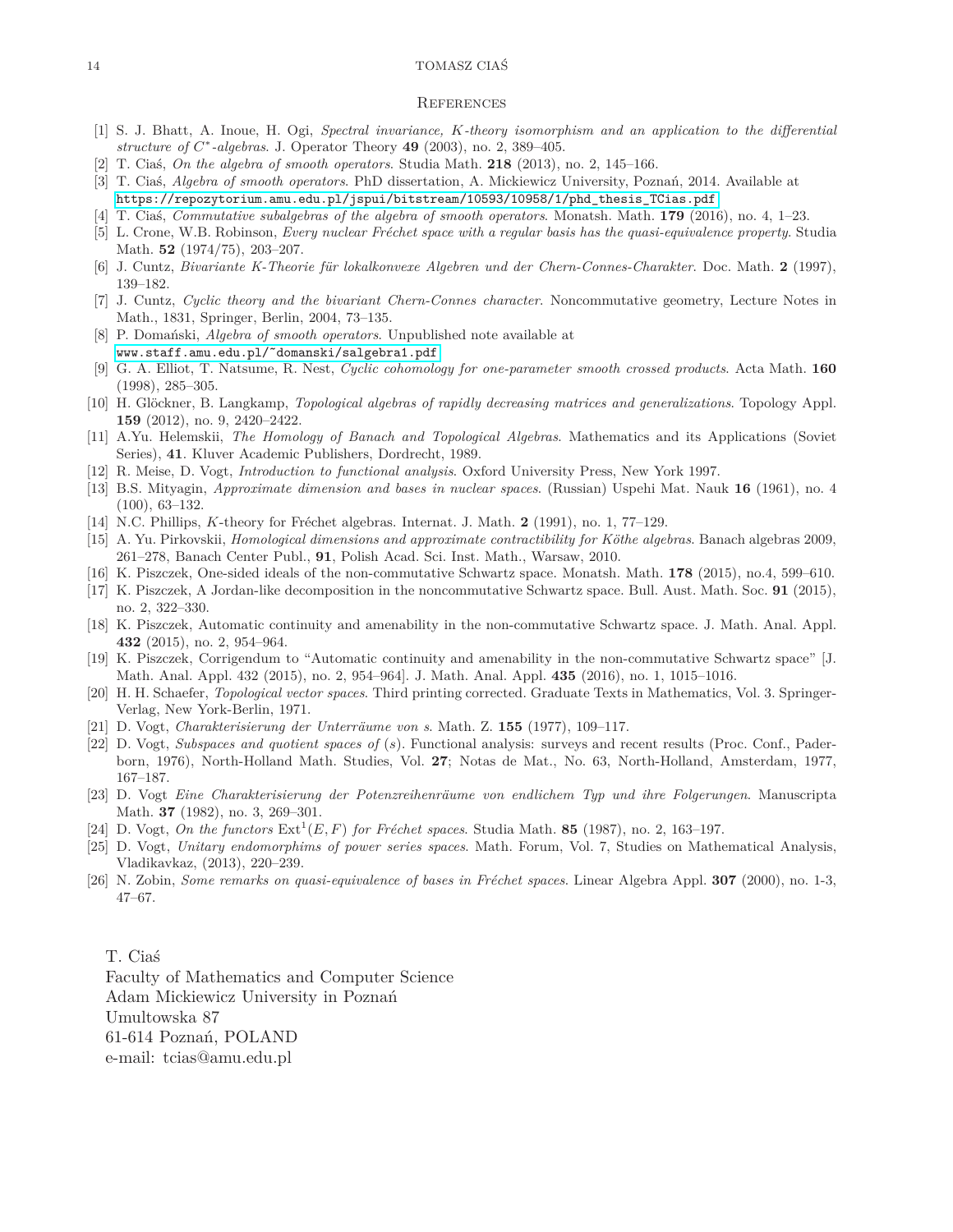## References

[1] S. J. Bhatt, A. Inoue, H. Ogi, *Spectral invariance, K-theory isomorphism and an application to the differential structure of $C^*$-algebras*. J. Operator Theory **49** (2003), no. 2, 389–405.

[2] T. Ciaś, *On the algebra of smooth operators*. Studia Math. **218** (2013), no. 2, 145–166.

[3] T. Ciaś, *Algebra of smooth operators*. PhD dissertation, A. Mickiewicz University, Poznań, 2014. Available at https://repozytorium.amu.edu.pl/jspui/bitstream/10593/10958/1/phd_thesis_TCias.pdf

[4] T. Ciaś, *Commutative subalgebras of the algebra of smooth operators*. Monatsh. Math. **179** (2016), no. 4, 1–23.

[5] L. Crone, W.B. Robinson, *Every nuclear Fréchet space with a regular basis has the quasi-equivalence property*. Studia Math. **52** (1974/75), 203–207.

[6] J. Cuntz, *Bivariante K-Theorie für lokalkonvexe Algebren und der Chern-Connes-Charakter*. Doc. Math. **2** (1997), 139–182.

[7] J. Cuntz, *Cyclic theory and the bivariant Chern-Connes character*. Noncommutative geometry, Lecture Notes in Math., 1831, Springer, Berlin, 2004, 73–135.

[8] P. Domański, *Algebra of smooth operators*. Unpublished note available at www.staff.amu.edu.pl/~domanski/salgebra1.pdf

[9] G. A. Elliot, T. Natsume, R. Nest, *Cyclic cohomology for one-parameter smooth crossed products*. Acta Math. **160** (1998), 285–305.

[10] H. Glöckner, B. Langkamp, *Topological algebras of rapidly decreasing matrices and generalizations*. Topology Appl. **159** (2012), no. 9, 2420–2422.

[11] A.Yu. Helemskii, *The Homology of Banach and Topological Algebras*. Mathematics and its Applications (Soviet Series), **41**. Kluver Academic Publishers, Dordrecht, 1989.

[12] R. Meise, D. Vogt, *Introduction to functional analysis*. Oxford University Press, New York 1997.

[13] B.S. Mityagin, *Approximate dimension and bases in nuclear spaces*. (Russian) Uspehi Mat. Nauk **16** (1961), no. 4 (100), 63–132.

[14] N.C. Phillips, $K$-theory for Fréchet algebras. Internat. J. Math. **2** (1991), no. 1, 77–129.

[15] A. Yu. Pirkovskii, *Homological dimensions and approximate contractibility for Köthe algebras*. Banach algebras 2009, 261–278, Banach Center Publ., **91**, Polish Acad. Sci. Inst. Math., Warsaw, 2010.

[16] K. Piszczek, One-sided ideals of the non-commutative Schwartz space. Monatsh. Math. **178** (2015), no.4, 599–610.

[17] K. Piszczek, A Jordan-like decomposition in the noncommutative Schwartz space. Bull. Aust. Math. Soc. **91** (2015), no. 2, 322–330.

[18] K. Piszczek, Automatic continuity and amenability in the non-commutative Schwartz space. J. Math. Anal. Appl. **432** (2015), no. 2, 954–964.

[19] K. Piszczek, Corrigendum to "Automatic continuity and amenability in the non-commutative Schwartz space" [J. Math. Anal. Appl. 432 (2015), no. 2, 954–964]. J. Math. Anal. Appl. **435** (2016), no. 1, 1015–1016.

[20] H. H. Schaefer, *Topological vector spaces*. Third printing corrected. Graduate Texts in Mathematics, Vol. 3. Springer-Verlag, New York-Berlin, 1971.

[21] D. Vogt, *Charakterisierung der Unterräume von s*. Math. Z. **155** (1977), 109–117.

[22] D. Vogt, *Subspaces and quotient spaces of* $(s)$. Functional analysis: surveys and recent results (Proc. Conf., Paderborn, 1976), North-Holland Math. Studies, Vol. **27**; Notas de Mat., No. 63, North-Holland, Amsterdam, 1977, 167–187.

[23] D. Vogt *Eine Charakterisierung der Potenzreihenräume von endlichem Typ und ihre Folgerungen*. Manuscripta Math. **37** (1982), no. 3, 269–301.

[24] D. Vogt, *On the functors* $\mathrm{Ext}^1(E, F)$ *for Fréchet spaces*. Studia Math. **85** (1987), no. 2, 163–197.

[25] D. Vogt, *Unitary endomorphims of power series spaces*. Math. Forum, Vol. 7, Studies on Mathematical Analysis, Vladikavkaz, (2013), 220–239.

[26] N. Zobin, *Some remarks on quasi-equivalence of bases in Fréchet spaces*. Linear Algebra Appl. **307** (2000), no. 1-3, 47–67.

T. Ciaś
Faculty of Mathematics and Computer Science
Adam Mickiewicz University in Poznań
Umultowska 87
61-614 Poznań, POLAND
e-mail: tcias@amu.edu.pl